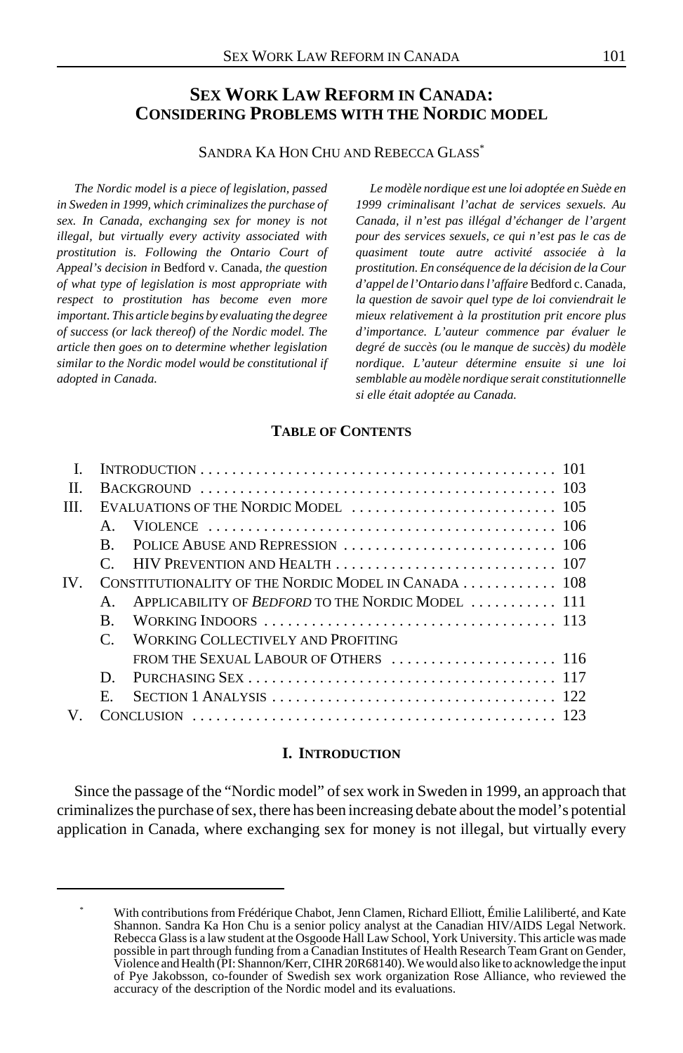# SEX WORK LAW REFORM IN CANADA: CONSIDERING PROBLEMS WITH THE NORDIC MODEL

SANDRA KA HON CHU AND REBECCA GLASS[*]

*The Nordic model is a piece of legislation, passed in Sweden in 1999, which criminalizes the purchase of sex. In Canada, exchanging sex for money is not illegal, but virtually every activity associated with prostitution is. Following the Ontario Court of Appeal's decision in* Bedford v. Canada*, the question of what type of legislation is most appropriate with respect to prostitution has become even more important. This article begins by evaluating the degree of success (or lack thereof) of the Nordic model. The article then goes on to determine whether legislation similar to the Nordic model would be constitutional if adopted in Canada.*

*Le modèle nordique est une loi adoptée en Suède en 1999 criminalisant l'achat de services sexuels. Au Canada, il n'est pas illégal d'échanger de l'argent pour des services sexuels, ce qui n'est pas le cas de quasiment toute autre activité associée à la prostitution. En conséquence de la décision de la Cour d'appel de l'Ontario dans l'affaire* Bedford c. Canada*, la question de savoir quel type de loi conviendrait le mieux relativement à la prostitution prit encore plus d'importance. L'auteur commence par évaluer le degré de succès (ou le manque de succès) du modèle nordique. L'auteur détermine ensuite si une loi semblable au modèle nordique serait constitutionnelle si elle était adoptée au Canada.*

**TABLE OF CONTENTS**

| | | | |
|---|---|---|---|
| I. | | INTRODUCTION | 101 |
| II. | | BACKGROUND | 103 |
| III. | | EVALUATIONS OF THE NORDIC MODEL | 105 |
| | A. | VIOLENCE | 106 |
| | B. | POLICE ABUSE AND REPRESSION | 106 |
| | C. | HIV PREVENTION AND HEALTH | 107 |
| IV. | | CONSTITUTIONALITY OF THE NORDIC MODEL IN CANADA | 108 |
| | A. | APPLICABILITY OF *BEDFORD* TO THE NORDIC MODEL | 111 |
| | B. | WORKING INDOORS | 113 |
| | C. | WORKING COLLECTIVELY AND PROFITING FROM THE SEXUAL LABOUR OF OTHERS | 116 |
| | D. | PURCHASING SEX | 117 |
| | E. | SECTION 1 ANALYSIS | 122 |
| V. | | CONCLUSION | 123 |

## I. INTRODUCTION

Since the passage of the "Nordic model" of sex work in Sweden in 1999, an approach that criminalizes the purchase of sex, there has been increasing debate about the model's potential application in Canada, where exchanging sex for money is not illegal, but virtually every

---

[*] With contributions from Frédérique Chabot, Jenn Clamen, Richard Elliott, Émilie Laliliberté, and Kate Shannon. Sandra Ka Hon Chu is a senior policy analyst at the Canadian HIV/AIDS Legal Network. Rebecca Glass is a law student at the Osgoode Hall Law School, York University. This article was made possible in part through funding from a Canadian Institutes of Health Research Team Grant on Gender, Violence and Health (PI: Shannon/Kerr, CIHR 20R68140). We would also like to acknowledge the input of Pye Jakobsson, co-founder of Swedish sex work organization Rose Alliance, who reviewed the accuracy of the description of the Nordic model and its evaluations.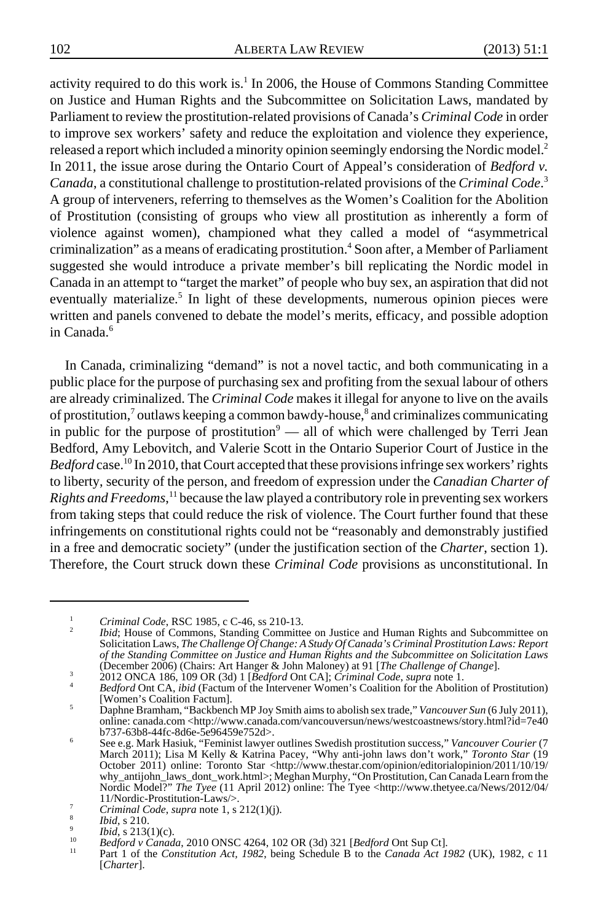activity required to do this work is.[1] In 2006, the House of Commons Standing Committee on Justice and Human Rights and the Subcommittee on Solicitation Laws, mandated by Parliament to review the prostitution-related provisions of Canada's *Criminal Code* in order to improve sex workers' safety and reduce the exploitation and violence they experience, released a report which included a minority opinion seemingly endorsing the Nordic model.[2] In 2011, the issue arose during the Ontario Court of Appeal's consideration of *Bedford v. Canada*, a constitutional challenge to prostitution-related provisions of the *Criminal Code*.[3] A group of interveners, referring to themselves as the Women's Coalition for the Abolition of Prostitution (consisting of groups who view all prostitution as inherently a form of violence against women), championed what they called a model of "asymmetrical criminalization" as a means of eradicating prostitution.[4] Soon after, a Member of Parliament suggested she would introduce a private member's bill replicating the Nordic model in Canada in an attempt to "target the market" of people who buy sex, an aspiration that did not eventually materialize.[5] In light of these developments, numerous opinion pieces were written and panels convened to debate the model's merits, efficacy, and possible adoption in Canada.[6]

In Canada, criminalizing "demand" is not a novel tactic, and both communicating in a public place for the purpose of purchasing sex and profiting from the sexual labour of others are already criminalized. The *Criminal Code* makes it illegal for anyone to live on the avails of prostitution,[7] outlaws keeping a common bawdy-house,[8] and criminalizes communicating in public for the purpose of prostitution[9] — all of which were challenged by Terri Jean Bedford, Amy Lebovitch, and Valerie Scott in the Ontario Superior Court of Justice in the *Bedford* case.[10] In 2010, that Court accepted that these provisions infringe sex workers' rights to liberty, security of the person, and freedom of expression under the *Canadian Charter of Rights and Freedoms*,[11] because the law played a contributory role in preventing sex workers from taking steps that could reduce the risk of violence. The Court further found that these infringements on constitutional rights could not be "reasonably and demonstrably justified in a free and democratic society" (under the justification section of the *Charter*, section 1). Therefore, the Court struck down these *Criminal Code* provisions as unconstitutional. In

---

1. *Criminal Code*, RSC 1985, c C-46, ss 210-13.
2. *Ibid*; House of Commons, Standing Committee on Justice and Human Rights and Subcommittee on Solicitation Laws, *The Challenge Of Change: A Study Of Canada's Criminal Prostitution Laws: Report of the Standing Committee on Justice and Human Rights and the Subcommittee on Solicitation Laws* (December 2006) (Chairs: Art Hanger & John Maloney) at 91 [*The Challenge of Change*].
3. 2012 ONCA 186, 109 OR (3d) 1 [*Bedford* Ont CA]; *Criminal Code*, *supra* note 1.
4. *Bedford* Ont CA, *ibid* (Factum of the Intervener Women's Coalition for the Abolition of Prostitution) [Women's Coalition Factum].
5. Daphne Bramham, "Backbench MP Joy Smith aims to abolish sex trade," *Vancouver Sun* (6 July 2011), online: canada.com <http://www.canada.com/vancouversun/news/westcoastnews/story.html?id=7e40b737-63b8-44fc-8d6e-5e96459e752d>.
6. See e.g. Mark Hasiuk, "Feminist lawyer outlines Swedish prostitution success," *Vancouver Courier* (7 March 2011); Lisa M Kelly & Katrina Pacey, "Why anti-john laws don't work," *Toronto Star* (19 October 2011) online: Toronto Star <http://www.thestar.com/opinion/editorialopinion/2011/10/19/why_antijohn_laws_dont_work.html>; Meghan Murphy, "On Prostitution, Can Canada Learn from the Nordic Model?" *The Tyee* (11 April 2012) online: The Tyee <http://www.thetyee.ca/News/2012/04/11/Nordic-Prostitution-Laws/>.
7. *Criminal Code*, *supra* note 1, s 212(1)(j).
8. *Ibid*, s 210.
9. *Ibid*, s 213(1)(c).
10. *Bedford v Canada*, 2010 ONSC 4264, 102 OR (3d) 321 [*Bedford* Ont Sup Ct].
11. Part 1 of the *Constitution Act, 1982*, being Schedule B to the *Canada Act 1982* (UK), 1982, c 11 [*Charter*].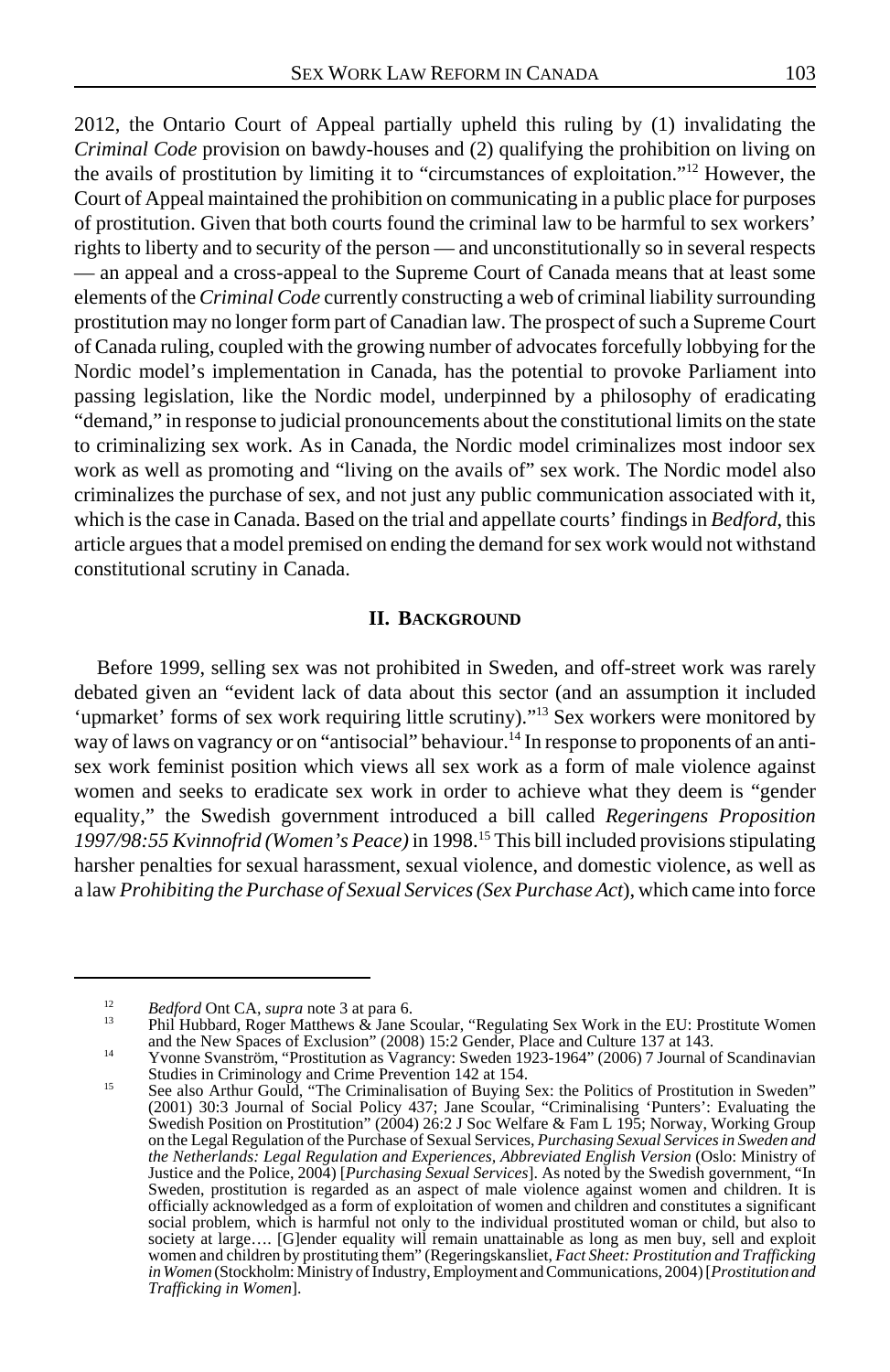2012, the Ontario Court of Appeal partially upheld this ruling by (1) invalidating the *Criminal Code* provision on bawdy-houses and (2) qualifying the prohibition on living on the avails of prostitution by limiting it to "circumstances of exploitation."[12] However, the Court of Appeal maintained the prohibition on communicating in a public place for purposes of prostitution. Given that both courts found the criminal law to be harmful to sex workers' rights to liberty and to security of the person — and unconstitutionally so in several respects — an appeal and a cross-appeal to the Supreme Court of Canada means that at least some elements of the *Criminal Code* currently constructing a web of criminal liability surrounding prostitution may no longer form part of Canadian law. The prospect of such a Supreme Court of Canada ruling, coupled with the growing number of advocates forcefully lobbying for the Nordic model's implementation in Canada, has the potential to provoke Parliament into passing legislation, like the Nordic model, underpinned by a philosophy of eradicating "demand," in response to judicial pronouncements about the constitutional limits on the state to criminalizing sex work. As in Canada, the Nordic model criminalizes most indoor sex work as well as promoting and "living on the avails of" sex work. The Nordic model also criminalizes the purchase of sex, and not just any public communication associated with it, which is the case in Canada. Based on the trial and appellate courts' findings in *Bedford*, this article argues that a model premised on ending the demand for sex work would not withstand constitutional scrutiny in Canada.

## II. Background

Before 1999, selling sex was not prohibited in Sweden, and off-street work was rarely debated given an "evident lack of data about this sector (and an assumption it included 'upmarket' forms of sex work requiring little scrutiny)."[13] Sex workers were monitored by way of laws on vagrancy or on "antisocial" behaviour.[14] In response to proponents of an anti-sex work feminist position which views all sex work as a form of male violence against women and seeks to eradicate sex work in order to achieve what they deem is "gender equality," the Swedish government introduced a bill called *Regeringens Proposition 1997/98:55 Kvinnofrid (Women's Peace)* in 1998.[15] This bill included provisions stipulating harsher penalties for sexual harassment, sexual violence, and domestic violence, as well as a law *Prohibiting the Purchase of Sexual Services (Sex Purchase Act*), which came into force

---

[12] *Bedford* Ont CA, *supra* note 3 at para 6.

[13] Phil Hubbard, Roger Matthews & Jane Scoular, "Regulating Sex Work in the EU: Prostitute Women and the New Spaces of Exclusion" (2008) 15:2 Gender, Place and Culture 137 at 143.

[14] Yvonne Svanström, "Prostitution as Vagrancy: Sweden 1923-1964" (2006) 7 Journal of Scandinavian Studies in Criminology and Crime Prevention 142 at 154.

[15] See also Arthur Gould, "The Criminalisation of Buying Sex: the Politics of Prostitution in Sweden" (2001) 30:3 Journal of Social Policy 437; Jane Scoular, "Criminalising 'Punters': Evaluating the Swedish Position on Prostitution" (2004) 26:2 J Soc Welfare & Fam L 195; Norway, Working Group on the Legal Regulation of the Purchase of Sexual Services, *Purchasing Sexual Services in Sweden and the Netherlands: Legal Regulation and Experiences, Abbreviated English Version* (Oslo: Ministry of Justice and the Police, 2004) [*Purchasing Sexual Services*]. As noted by the Swedish government, "In Sweden, prostitution is regarded as an aspect of male violence against women and children. It is officially acknowledged as a form of exploitation of women and children and constitutes a significant social problem, which is harmful not only to the individual prostituted woman or child, but also to society at large…. [G]ender equality will remain unattainable as long as men buy, sell and exploit women and children by prostituting them" (Regeringskansliet, *Fact Sheet: Prostitution and Trafficking in Women* (Stockholm: Ministry of Industry, Employment and Communications, 2004) [*Prostitution and Trafficking in Women*].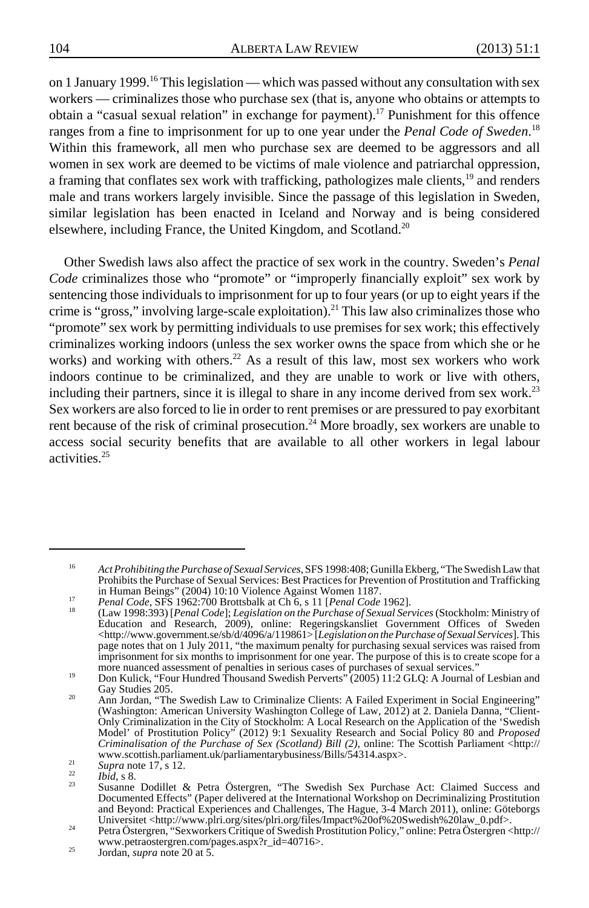on 1 January 1999.[16] This legislation — which was passed without any consultation with sex workers — criminalizes those who purchase sex (that is, anyone who obtains or attempts to obtain a "casual sexual relation" in exchange for payment).[17] Punishment for this offence ranges from a fine to imprisonment for up to one year under the *Penal Code of Sweden*.[18] Within this framework, all men who purchase sex are deemed to be aggressors and all women in sex work are deemed to be victims of male violence and patriarchal oppression, a framing that conflates sex work with trafficking, pathologizes male clients,[19] and renders male and trans workers largely invisible. Since the passage of this legislation in Sweden, similar legislation has been enacted in Iceland and Norway and is being considered elsewhere, including France, the United Kingdom, and Scotland.[20]

Other Swedish laws also affect the practice of sex work in the country. Sweden's *Penal Code* criminalizes those who "promote" or "improperly financially exploit" sex work by sentencing those individuals to imprisonment for up to four years (or up to eight years if the crime is "gross," involving large-scale exploitation).[21] This law also criminalizes those who "promote" sex work by permitting individuals to use premises for sex work; this effectively criminalizes working indoors (unless the sex worker owns the space from which she or he works) and working with others.[22] As a result of this law, most sex workers who work indoors continue to be criminalized, and they are unable to work or live with others, including their partners, since it is illegal to share in any income derived from sex work.[23] Sex workers are also forced to lie in order to rent premises or are pressured to pay exorbitant rent because of the risk of criminal prosecution.[24] More broadly, sex workers are unable to access social security benefits that are available to all other workers in legal labour activities.[25]

---

16. *Act Prohibiting the Purchase of Sexual Services*, SFS 1998:408; Gunilla Ekberg, "The Swedish Law that Prohibits the Purchase of Sexual Services: Best Practices for Prevention of Prostitution and Trafficking in Human Beings" (2004) 10:10 Violence Against Women 1187.
17. *Penal Code*, SFS 1962:700 Brottsbalk at Ch 6, s 11 [*Penal Code* 1962].
18. (Law 1998:393) [*Penal Code*]; *Legislation on the Purchase of Sexual Services* (Stockholm: Ministry of Education and Research, 2009), online: Regeringskansliet Government Offices of Sweden <http://www.government.se/sb/d/4096/a/119861> [*Legislation on the Purchase of Sexual Services*]. This page notes that on 1 July 2011, "the maximum penalty for purchasing sexual services was raised from imprisonment for six months to imprisonment for one year. The purpose of this is to create scope for a more nuanced assessment of penalties in serious cases of purchases of sexual services."
19. Don Kulick, "Four Hundred Thousand Swedish Perverts" (2005) 11:2 GLQ: A Journal of Lesbian and Gay Studies 205.
20. Ann Jordan, "The Swedish Law to Criminalize Clients: A Failed Experiment in Social Engineering" (Washington: American University Washington College of Law, 2012) at 2. Daniela Danna, "Client-Only Criminalization in the City of Stockholm: A Local Research on the Application of the 'Swedish Model' of Prostitution Policy" (2012) 9:1 Sexuality Research and Social Policy 80 and *Proposed Criminalisation of the Purchase of Sex (Scotland) Bill (2)*, online: The Scottish Parliament <http://www.scottish.parliament.uk/parliamentarybusiness/Bills/54314.aspx>.
21. *Supra* note 17, s 12.
22. *Ibid*, s 8.
23. Susanne Dodillet & Petra Östergren, "The Swedish Sex Purchase Act: Claimed Success and Documented Effects" (Paper delivered at the International Workshop on Decriminalizing Prostitution and Beyond: Practical Experiences and Challenges, The Hague, 3-4 March 2011), online: Göteborgs Universitet <http://www.plri.org/sites/plri.org/files/Impact%20of%20Swedish%20law_0.pdf>.
24. Petra Östergren, "Sexworkers Critique of Swedish Prostitution Policy," online: Petra Östergren <http://www.petraostergren.com/pages.aspx?r_id=40716>.
25. Jordan, *supra* note 20 at 5.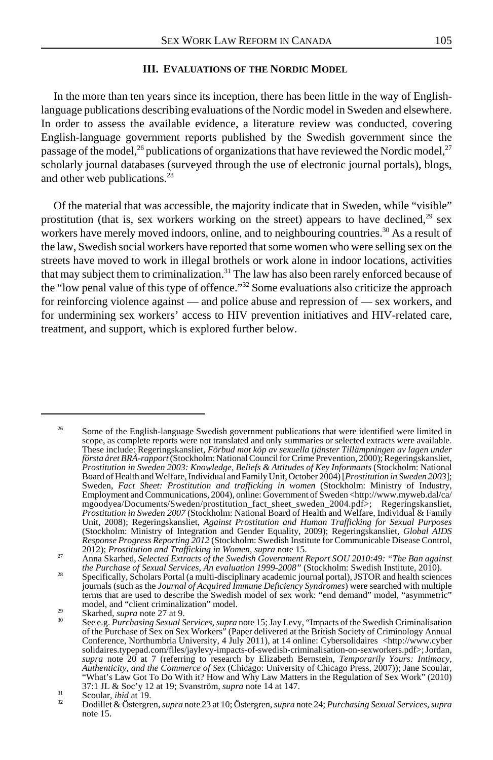## III. EVALUATIONS OF THE NORDIC MODEL

In the more than ten years since its inception, there has been little in the way of English-language publications describing evaluations of the Nordic model in Sweden and elsewhere. In order to assess the available evidence, a literature review was conducted, covering English-language government reports published by the Swedish government since the passage of the model,[26] publications of organizations that have reviewed the Nordic model,[27] scholarly journal databases (surveyed through the use of electronic journal portals), blogs, and other web publications.[28]

Of the material that was accessible, the majority indicate that in Sweden, while "visible" prostitution (that is, sex workers working on the street) appears to have declined,[29] sex workers have merely moved indoors, online, and to neighbouring countries.[30] As a result of the law, Swedish social workers have reported that some women who were selling sex on the streets have moved to work in illegal brothels or work alone in indoor locations, activities that may subject them to criminalization.[31] The law has also been rarely enforced because of the "low penal value of this type of offence."[32] Some evaluations also criticize the approach for reinforcing violence against — and police abuse and repression of — sex workers, and for undermining sex workers' access to HIV prevention initiatives and HIV-related care, treatment, and support, which is explored further below.

---

[26] Some of the English-language Swedish government publications that were identified were limited in scope, as complete reports were not translated and only summaries or selected extracts were available. These include: Regeringskansliet, *Förbud mot köp av sexuella tjänster Tillämpningen av lagen under första året BRÅ-rapport* (Stockholm: National Council for Crime Prevention, 2000); Regeringskansliet, *Prostitution in Sweden 2003: Knowledge, Beliefs & Attitudes of Key Informants* (Stockholm: National Board of Health and Welfare, Individual and Family Unit, October 2004) [*Prostitution in Sweden 2003*]; Sweden, *Fact Sheet: Prostitution and trafficking in women* (Stockholm: Ministry of Industry, Employment and Communications, 2004), online: Government of Sweden <http://www.myweb.dal/ca/mgoodyea/Documents/Sweden/prostitution_fact_sheet_sweden_2004.pdf>; Regeringskansliet, *Prostitution in Sweden 2007* (Stockholm: National Board of Health and Welfare, Individual & Family Unit, 2008); Regeringskansliet, *Against Prostitution and Human Trafficking for Sexual Purposes* (Stockholm: Ministry of Integration and Gender Equality, 2009); Regeringskansliet, *Global AIDS Response Progress Reporting 2012* (Stockholm: Swedish Institute for Communicable Disease Control, 2012); *Prostitution and Trafficking in Women*, *supra* note 15.

[27] Anna Skarhed, *Selected Extracts of the Swedish Government Report SOU 2010:49: "The Ban against the Purchase of Sexual Services, An evaluation 1999-2008"* (Stockholm: Swedish Institute, 2010).

[28] Specifically, Scholars Portal (a multi-disciplinary academic journal portal), JSTOR and health sciences journals (such as the *Journal of Acquired Immune Deficiency Syndromes*) were searched with multiple terms that are used to describe the Swedish model of sex work: "end demand" model, "asymmetric" model, and "client criminalization" model.

[29] Skarhed, *supra* note 27 at 9.

[30] See e.g. *Purchasing Sexual Services*, *supra* note 15; Jay Levy, "Impacts of the Swedish Criminalisation of the Purchase of Sex on Sex Workers" (Paper delivered at the British Society of Criminology Annual Conference, Northumbria University, 4 July 2011), at 14 online: Cybersolidaires <http://www.cybersolidaires.typepad.com/files/jaylevy-impacts-of-swedish-criminalisation-on-sexworkers.pdf>; Jordan, *supra* note 20 at 7 (referring to research by Elizabeth Bernstein, *Temporarily Yours: Intimacy, Authenticity, and the Commerce of Sex* (Chicago: University of Chicago Press, 2007)); Jane Scoular, "What's Law Got To Do With it? How and Why Law Matters in the Regulation of Sex Work" (2010) 37:1 JL & Soc'y 12 at 19; Svanström, *supra* note 14 at 147.

[31] Scoular, *ibid* at 19.

[32] Dodillet & Östergren, *supra* note 23 at 10; Östergren, *supra* note 24; *Purchasing Sexual Services*, *supra* note 15.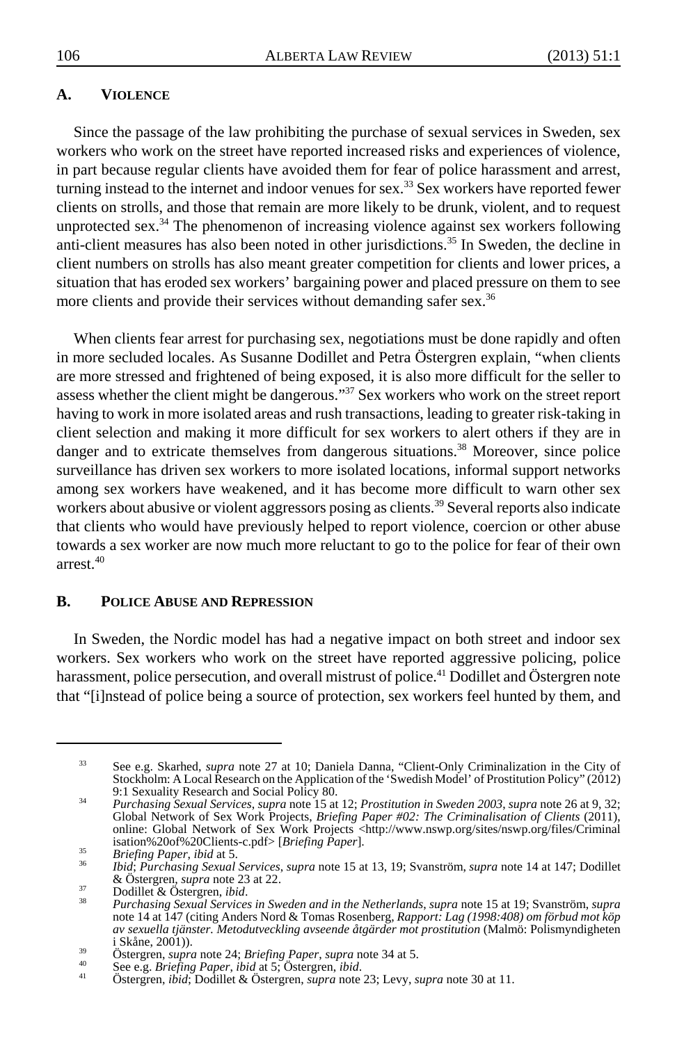### A. VIOLENCE

Since the passage of the law prohibiting the purchase of sexual services in Sweden, sex workers who work on the street have reported increased risks and experiences of violence, in part because regular clients have avoided them for fear of police harassment and arrest, turning instead to the internet and indoor venues for sex.[33] Sex workers have reported fewer clients on strolls, and those that remain are more likely to be drunk, violent, and to request unprotected sex.[34] The phenomenon of increasing violence against sex workers following anti-client measures has also been noted in other jurisdictions.[35] In Sweden, the decline in client numbers on strolls has also meant greater competition for clients and lower prices, a situation that has eroded sex workers' bargaining power and placed pressure on them to see more clients and provide their services without demanding safer sex.[36]

When clients fear arrest for purchasing sex, negotiations must be done rapidly and often in more secluded locales. As Susanne Dodillet and Petra Östergren explain, "when clients are more stressed and frightened of being exposed, it is also more difficult for the seller to assess whether the client might be dangerous."[37] Sex workers who work on the street report having to work in more isolated areas and rush transactions, leading to greater risk-taking in client selection and making it more difficult for sex workers to alert others if they are in danger and to extricate themselves from dangerous situations.[38] Moreover, since police surveillance has driven sex workers to more isolated locations, informal support networks among sex workers have weakened, and it has become more difficult to warn other sex workers about abusive or violent aggressors posing as clients.[39] Several reports also indicate that clients who would have previously helped to report violence, coercion or other abuse towards a sex worker are now much more reluctant to go to the police for fear of their own arrest.[40]

### B. POLICE ABUSE AND REPRESSION

In Sweden, the Nordic model has had a negative impact on both street and indoor sex workers. Sex workers who work on the street have reported aggressive policing, police harassment, police persecution, and overall mistrust of police.[41] Dodillet and Östergren note that "[i]nstead of police being a source of protection, sex workers feel hunted by them, and

---

33 See e.g. Skarhed, *supra* note 27 at 10; Daniela Danna, "Client-Only Criminalization in the City of Stockholm: A Local Research on the Application of the 'Swedish Model' of Prostitution Policy" (2012) 9:1 Sexuality Research and Social Policy 80.

34 *Purchasing Sexual Services*, *supra* note 15 at 12; *Prostitution in Sweden 2003*, *supra* note 26 at 9, 32; Global Network of Sex Work Projects, *Briefing Paper #02: The Criminalisation of Clients* (2011), online: Global Network of Sex Work Projects <http://www.nswp.org/sites/nswp.org/files/Criminalisation%20of%20Clients-c.pdf> [*Briefing Paper*].

35 *Briefing Paper*, *ibid* at 5.

36 *Ibid*; *Purchasing Sexual Services*, *supra* note 15 at 13, 19; Svanström, *supra* note 14 at 147; Dodillet & Östergren, *supra* note 23 at 22.

37 Dodillet & Östergren, *ibid*.

38 *Purchasing Sexual Services in Sweden and in the Netherlands*, *supra* note 15 at 19; Svanström, *supra* note 14 at 147 (citing Anders Nord & Tomas Rosenberg, *Rapport: Lag (1998:408) om förbud mot köp av sexuella tjänster. Metodutveckling avseende åtgärder mot prostitution* (Malmö: Polismyndigheten i Skåne, 2001)).

39 Östergren, *supra* note 24; *Briefing Paper*, *supra* note 34 at 5.

40 See e.g. *Briefing Paper*, *ibid* at 5; Östergren, *ibid*.

41 Östergren, *ibid*; Dodillet & Östergren, *supra* note 23; Levy, *supra* note 30 at 11.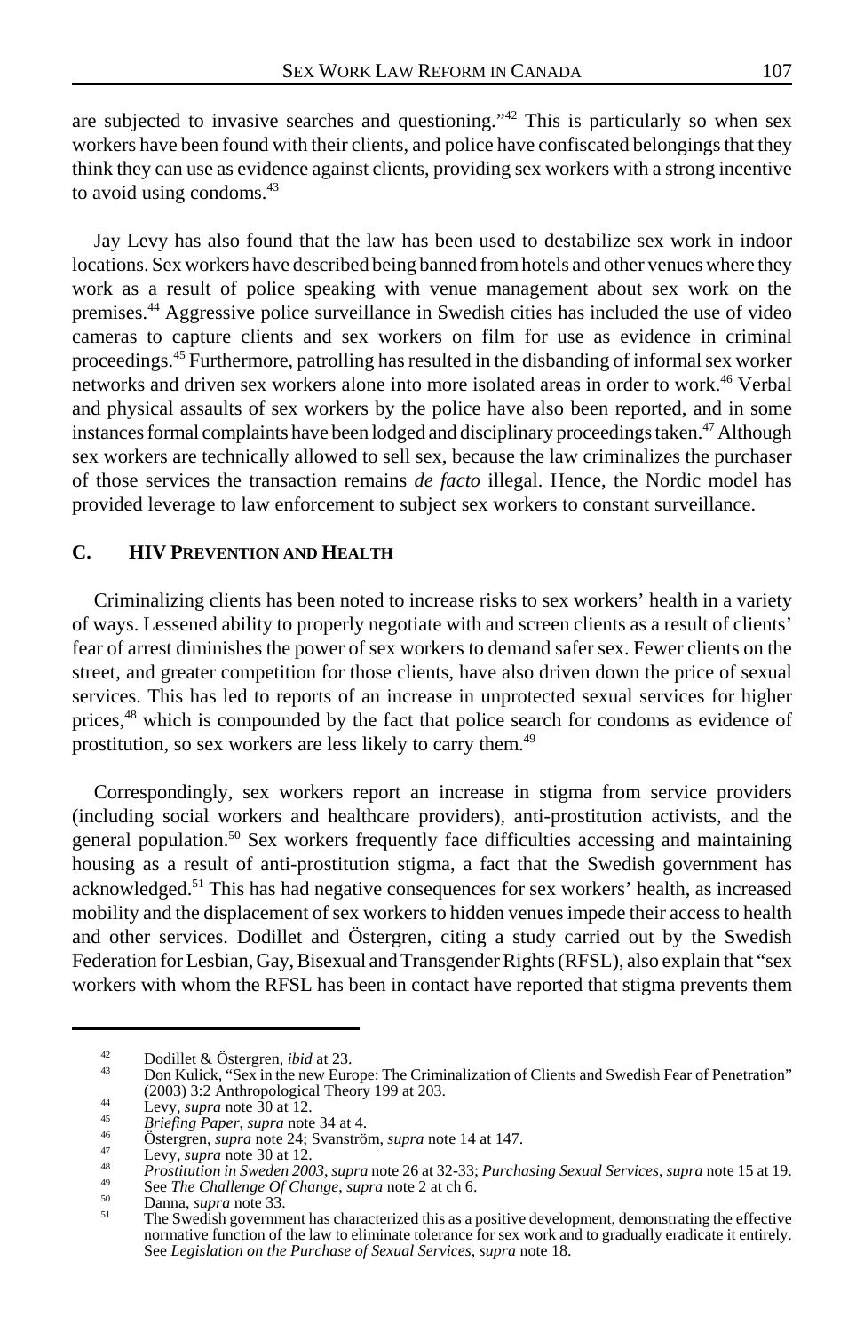are subjected to invasive searches and questioning."[42] This is particularly so when sex workers have been found with their clients, and police have confiscated belongings that they think they can use as evidence against clients, providing sex workers with a strong incentive to avoid using condoms.[43]

Jay Levy has also found that the law has been used to destabilize sex work in indoor locations. Sex workers have described being banned from hotels and other venues where they work as a result of police speaking with venue management about sex work on the premises.[44] Aggressive police surveillance in Swedish cities has included the use of video cameras to capture clients and sex workers on film for use as evidence in criminal proceedings.[45] Furthermore, patrolling has resulted in the disbanding of informal sex worker networks and driven sex workers alone into more isolated areas in order to work.[46] Verbal and physical assaults of sex workers by the police have also been reported, and in some instances formal complaints have been lodged and disciplinary proceedings taken.[47] Although sex workers are technically allowed to sell sex, because the law criminalizes the purchaser of those services the transaction remains *de facto* illegal. Hence, the Nordic model has provided leverage to law enforcement to subject sex workers to constant surveillance.

### C. HIV PREVENTION AND HEALTH

Criminalizing clients has been noted to increase risks to sex workers' health in a variety of ways. Lessened ability to properly negotiate with and screen clients as a result of clients' fear of arrest diminishes the power of sex workers to demand safer sex. Fewer clients on the street, and greater competition for those clients, have also driven down the price of sexual services. This has led to reports of an increase in unprotected sexual services for higher prices,[48] which is compounded by the fact that police search for condoms as evidence of prostitution, so sex workers are less likely to carry them.[49]

Correspondingly, sex workers report an increase in stigma from service providers (including social workers and healthcare providers), anti-prostitution activists, and the general population.[50] Sex workers frequently face difficulties accessing and maintaining housing as a result of anti-prostitution stigma, a fact that the Swedish government has acknowledged.[51] This has had negative consequences for sex workers' health, as increased mobility and the displacement of sex workers to hidden venues impede their access to health and other services. Dodillet and Östergren, citing a study carried out by the Swedish Federation for Lesbian, Gay, Bisexual and Transgender Rights (RFSL), also explain that "sex workers with whom the RFSL has been in contact have reported that stigma prevents them

---

[42] Dodillet & Östergren, *ibid* at 23.

[43] Don Kulick, "Sex in the new Europe: The Criminalization of Clients and Swedish Fear of Penetration" (2003) 3:2 Anthropological Theory 199 at 203.

[44] Levy, *supra* note 30 at 12.

[45] *Briefing Paper*, *supra* note 34 at 4.

[46] Östergren, *supra* note 24; Svanström, *supra* note 14 at 147.

[47] Levy, *supra* note 30 at 12.

[48] *Prostitution in Sweden 2003*, *supra* note 26 at 32-33; *Purchasing Sexual Services*, *supra* note 15 at 19.

[49] See *The Challenge Of Change*, *supra* note 2 at ch 6.

[50] Danna, *supra* note 33.

[51] The Swedish government has characterized this as a positive development, demonstrating the effective normative function of the law to eliminate tolerance for sex work and to gradually eradicate it entirely. See *Legislation on the Purchase of Sexual Services*, *supra* note 18.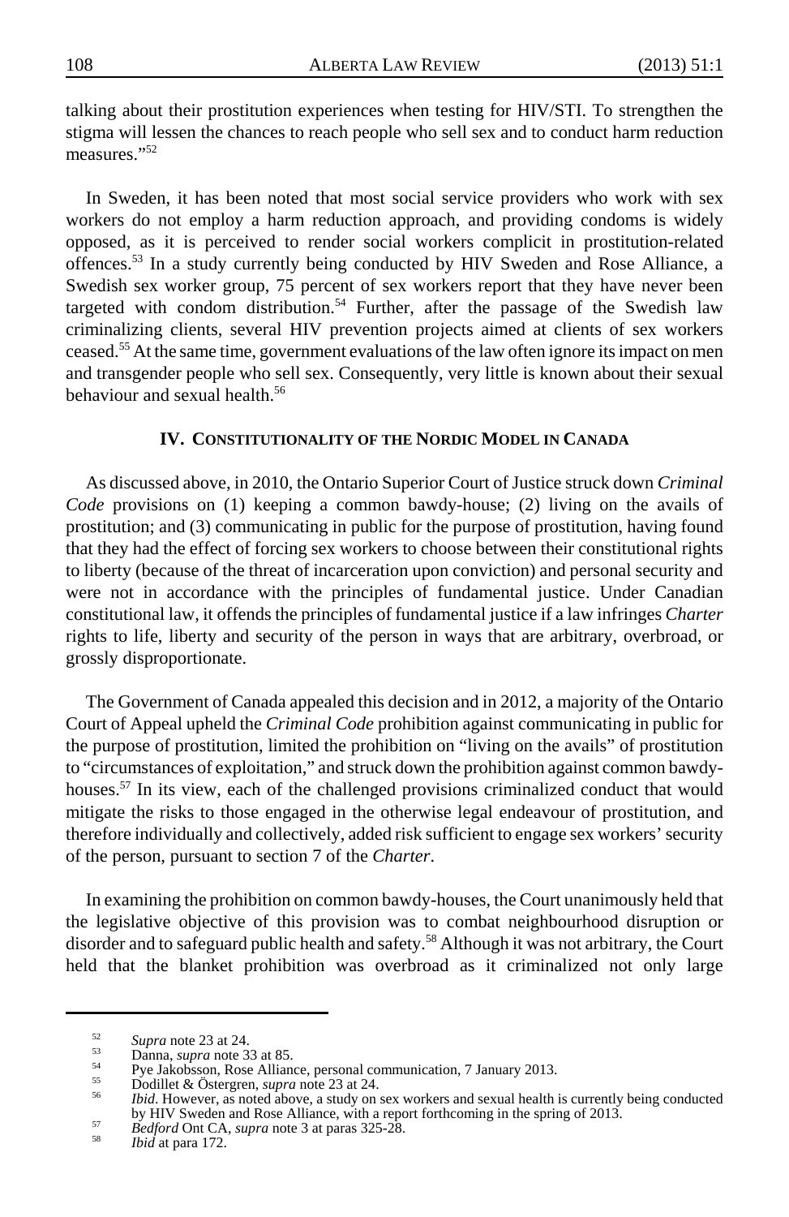talking about their prostitution experiences when testing for HIV/STI. To strengthen the stigma will lessen the chances to reach people who sell sex and to conduct harm reduction measures."[52]

In Sweden, it has been noted that most social service providers who work with sex workers do not employ a harm reduction approach, and providing condoms is widely opposed, as it is perceived to render social workers complicit in prostitution-related offences.[53] In a study currently being conducted by HIV Sweden and Rose Alliance, a Swedish sex worker group, 75 percent of sex workers report that they have never been targeted with condom distribution.[54] Further, after the passage of the Swedish law criminalizing clients, several HIV prevention projects aimed at clients of sex workers ceased.[55] At the same time, government evaluations of the law often ignore its impact on men and transgender people who sell sex. Consequently, very little is known about their sexual behaviour and sexual health.[56]

## IV. Constitutionality of the Nordic Model in Canada

As discussed above, in 2010, the Ontario Superior Court of Justice struck down *Criminal Code* provisions on (1) keeping a common bawdy-house; (2) living on the avails of prostitution; and (3) communicating in public for the purpose of prostitution, having found that they had the effect of forcing sex workers to choose between their constitutional rights to liberty (because of the threat of incarceration upon conviction) and personal security and were not in accordance with the principles of fundamental justice. Under Canadian constitutional law, it offends the principles of fundamental justice if a law infringes *Charter* rights to life, liberty and security of the person in ways that are arbitrary, overbroad, or grossly disproportionate.

The Government of Canada appealed this decision and in 2012, a majority of the Ontario Court of Appeal upheld the *Criminal Code* prohibition against communicating in public for the purpose of prostitution, limited the prohibition on "living on the avails" of prostitution to "circumstances of exploitation," and struck down the prohibition against common bawdy-houses.[57] In its view, each of the challenged provisions criminalized conduct that would mitigate the risks to those engaged in the otherwise legal endeavour of prostitution, and therefore individually and collectively, added risk sufficient to engage sex workers' security of the person, pursuant to section 7 of the *Charter*.

In examining the prohibition on common bawdy-houses, the Court unanimously held that the legislative objective of this provision was to combat neighbourhood disruption or disorder and to safeguard public health and safety.[58] Although it was not arbitrary, the Court held that the blanket prohibition was overbroad as it criminalized not only large

---

52 *Supra* note 23 at 24.

53 Danna, *supra* note 33 at 85.

54 Pye Jakobsson, Rose Alliance, personal communication, 7 January 2013.

55 Dodillet & Östergren, *supra* note 23 at 24.

56 *Ibid*. However, as noted above, a study on sex workers and sexual health is currently being conducted by HIV Sweden and Rose Alliance, with a report forthcoming in the spring of 2013.

57 *Bedford* Ont CA, *supra* note 3 at paras 325-28.

58 *Ibid* at para 172.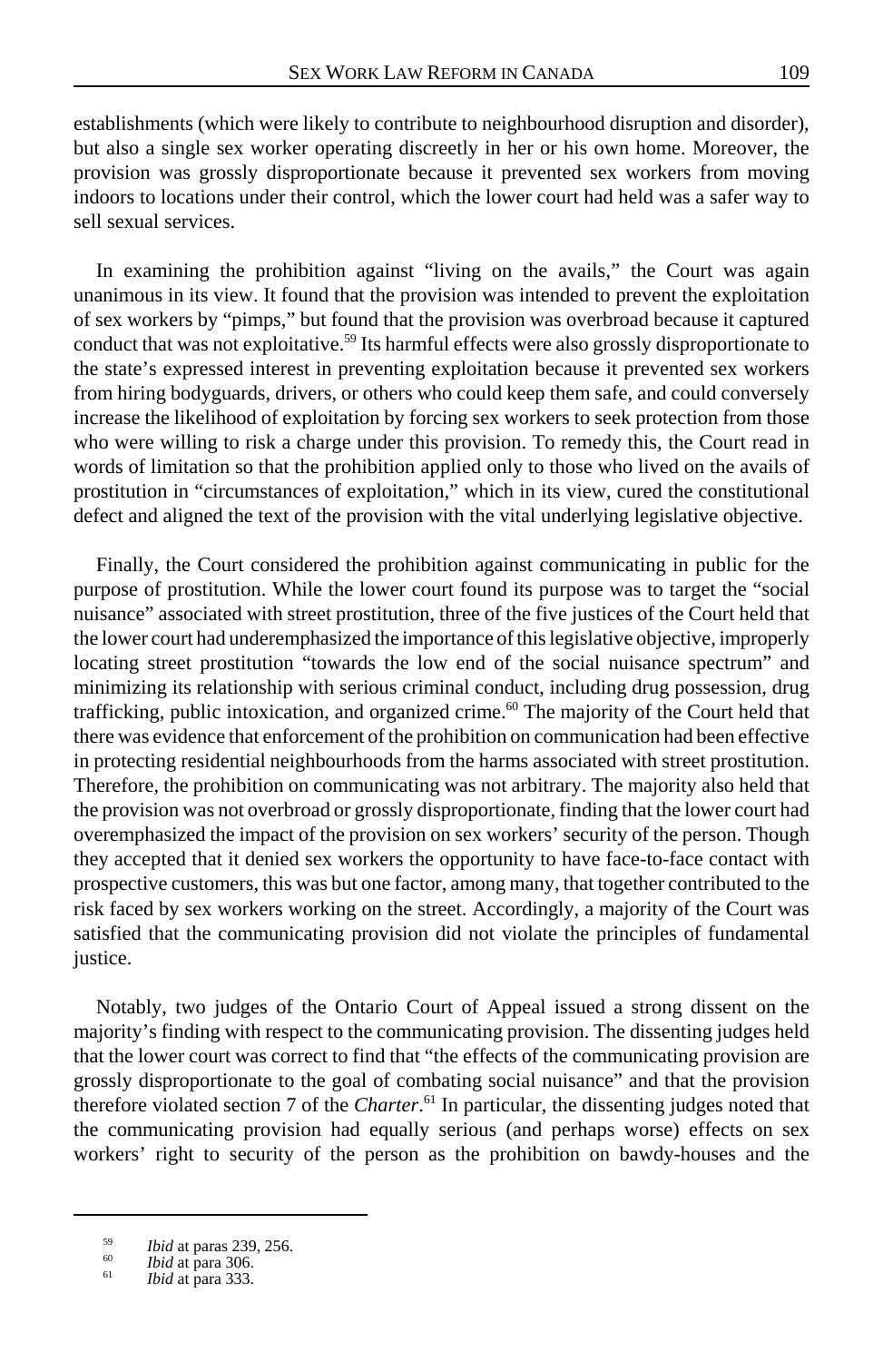establishments (which were likely to contribute to neighbourhood disruption and disorder), but also a single sex worker operating discreetly in her or his own home. Moreover, the provision was grossly disproportionate because it prevented sex workers from moving indoors to locations under their control, which the lower court had held was a safer way to sell sexual services.

In examining the prohibition against "living on the avails," the Court was again unanimous in its view. It found that the provision was intended to prevent the exploitation of sex workers by "pimps," but found that the provision was overbroad because it captured conduct that was not exploitative.[59] Its harmful effects were also grossly disproportionate to the state's expressed interest in preventing exploitation because it prevented sex workers from hiring bodyguards, drivers, or others who could keep them safe, and could conversely increase the likelihood of exploitation by forcing sex workers to seek protection from those who were willing to risk a charge under this provision. To remedy this, the Court read in words of limitation so that the prohibition applied only to those who lived on the avails of prostitution in "circumstances of exploitation," which in its view, cured the constitutional defect and aligned the text of the provision with the vital underlying legislative objective.

Finally, the Court considered the prohibition against communicating in public for the purpose of prostitution. While the lower court found its purpose was to target the "social nuisance" associated with street prostitution, three of the five justices of the Court held that the lower court had underemphasized the importance of this legislative objective, improperly locating street prostitution "towards the low end of the social nuisance spectrum" and minimizing its relationship with serious criminal conduct, including drug possession, drug trafficking, public intoxication, and organized crime.[60] The majority of the Court held that there was evidence that enforcement of the prohibition on communication had been effective in protecting residential neighbourhoods from the harms associated with street prostitution. Therefore, the prohibition on communicating was not arbitrary. The majority also held that the provision was not overbroad or grossly disproportionate, finding that the lower court had overemphasized the impact of the provision on sex workers' security of the person. Though they accepted that it denied sex workers the opportunity to have face-to-face contact with prospective customers, this was but one factor, among many, that together contributed to the risk faced by sex workers working on the street. Accordingly, a majority of the Court was satisfied that the communicating provision did not violate the principles of fundamental justice.

Notably, two judges of the Ontario Court of Appeal issued a strong dissent on the majority's finding with respect to the communicating provision. The dissenting judges held that the lower court was correct to find that "the effects of the communicating provision are grossly disproportionate to the goal of combating social nuisance" and that the provision therefore violated section 7 of the *Charter*.[61] In particular, the dissenting judges noted that the communicating provision had equally serious (and perhaps worse) effects on sex workers' right to security of the person as the prohibition on bawdy-houses and the

---

[59] *Ibid* at paras 239, 256.

[60] *Ibid* at para 306.

[61] *Ibid* at para 333.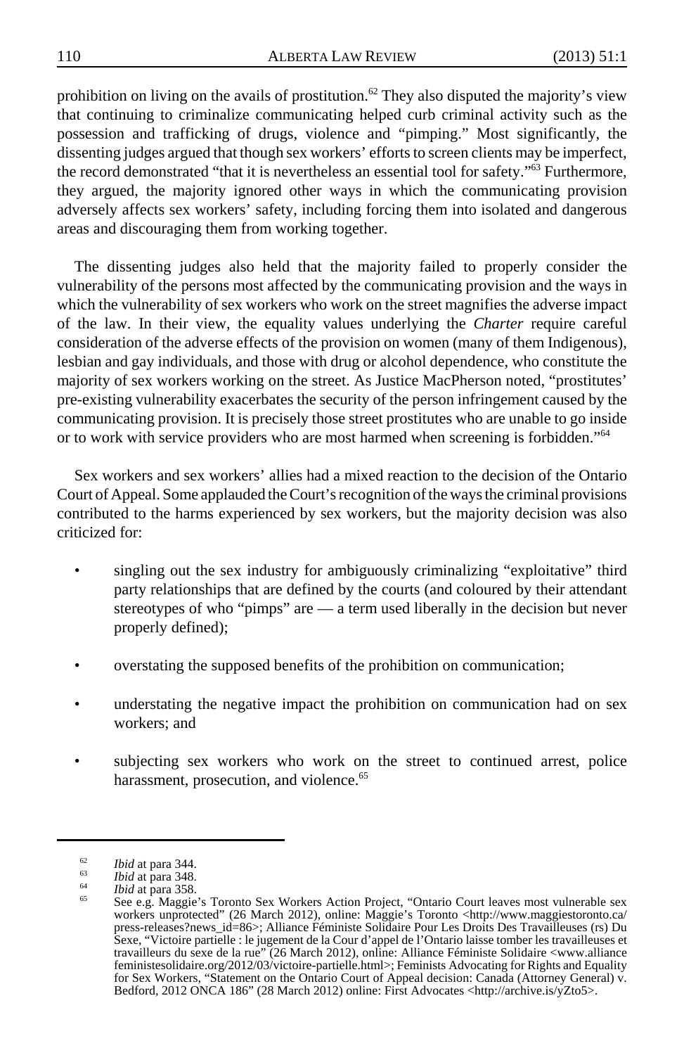prohibition on living on the avails of prostitution.[62] They also disputed the majority's view that continuing to criminalize communicating helped curb criminal activity such as the possession and trafficking of drugs, violence and "pimping." Most significantly, the dissenting judges argued that though sex workers' efforts to screen clients may be imperfect, the record demonstrated "that it is nevertheless an essential tool for safety."[63] Furthermore, they argued, the majority ignored other ways in which the communicating provision adversely affects sex workers' safety, including forcing them into isolated and dangerous areas and discouraging them from working together.

The dissenting judges also held that the majority failed to properly consider the vulnerability of the persons most affected by the communicating provision and the ways in which the vulnerability of sex workers who work on the street magnifies the adverse impact of the law. In their view, the equality values underlying the *Charter* require careful consideration of the adverse effects of the provision on women (many of them Indigenous), lesbian and gay individuals, and those with drug or alcohol dependence, who constitute the majority of sex workers working on the street. As Justice MacPherson noted, "prostitutes' pre-existing vulnerability exacerbates the security of the person infringement caused by the communicating provision. It is precisely those street prostitutes who are unable to go inside or to work with service providers who are most harmed when screening is forbidden."[64]

Sex workers and sex workers' allies had a mixed reaction to the decision of the Ontario Court of Appeal. Some applauded the Court's recognition of the ways the criminal provisions contributed to the harms experienced by sex workers, but the majority decision was also criticized for:

- singling out the sex industry for ambiguously criminalizing "exploitative" third party relationships that are defined by the courts (and coloured by their attendant stereotypes of who "pimps" are — a term used liberally in the decision but never properly defined);
- overstating the supposed benefits of the prohibition on communication;
- understating the negative impact the prohibition on communication had on sex workers; and
- subjecting sex workers who work on the street to continued arrest, police harassment, prosecution, and violence.[65]

---

[62] *Ibid* at para 344.

[63] *Ibid* at para 348.

[64] *Ibid* at para 358.

[65] See e.g. Maggie's Toronto Sex Workers Action Project, "Ontario Court leaves most vulnerable sex workers unprotected" (26 March 2012), online: Maggie's Toronto <http://www.maggiestoronto.ca/press-releases?news_id=86>; Alliance Féministe Solidaire Pour Les Droits Des Travailleuses (rs) Du Sexe, "Victoire partielle : le jugement de la Cour d'appel de l'Ontario laisse tomber les travailleuses et travailleurs du sexe de la rue" (26 March 2012), online: Alliance Féministe Solidaire <www.alliancefeministesolidaire.org/2012/03/victoire-partielle.html>; Feminists Advocating for Rights and Equality for Sex Workers, "Statement on the Ontario Court of Appeal decision: Canada (Attorney General) v. Bedford, 2012 ONCA 186" (28 March 2012) online: First Advocates <http://archive.is/yZto5>.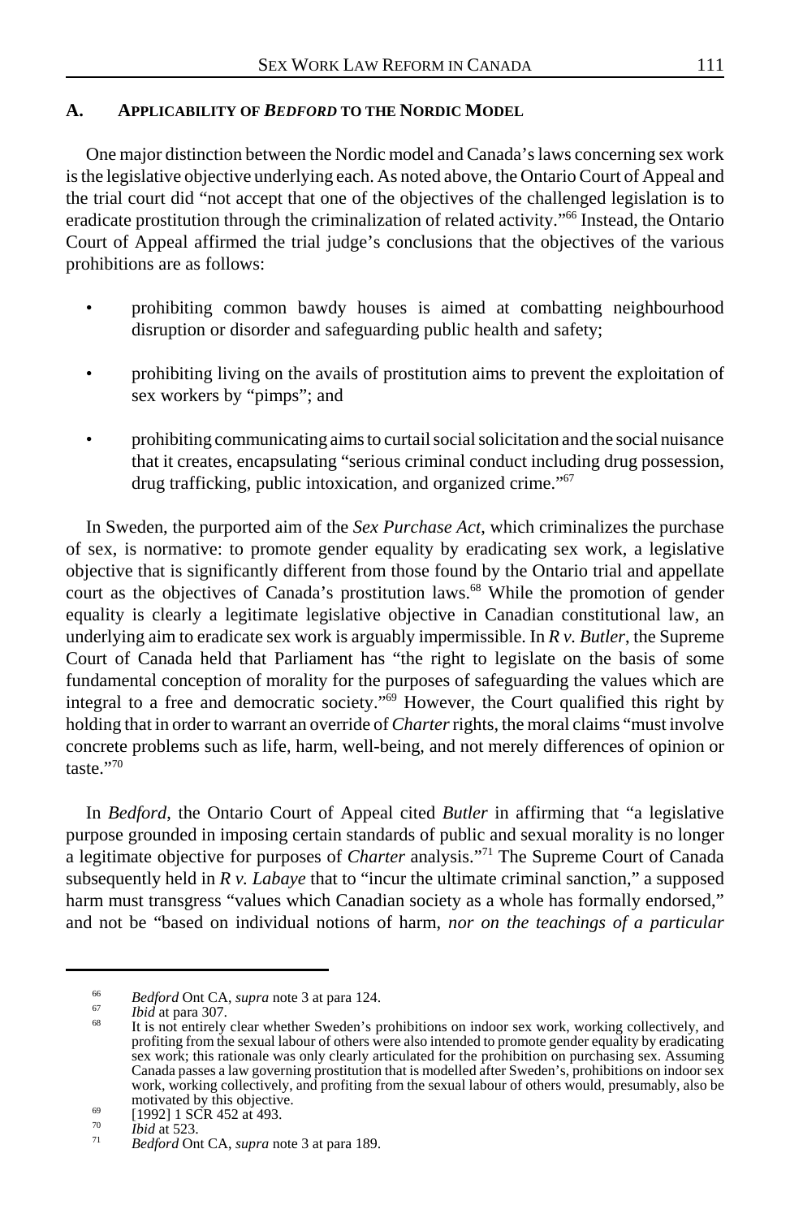### A. Applicability of *Bedford* to the Nordic Model

One major distinction between the Nordic model and Canada's laws concerning sex work is the legislative objective underlying each. As noted above, the Ontario Court of Appeal and the trial court did "not accept that one of the objectives of the challenged legislation is to eradicate prostitution through the criminalization of related activity."[66] Instead, the Ontario Court of Appeal affirmed the trial judge's conclusions that the objectives of the various prohibitions are as follows:

- prohibiting common bawdy houses is aimed at combatting neighbourhood disruption or disorder and safeguarding public health and safety;
- prohibiting living on the avails of prostitution aims to prevent the exploitation of sex workers by "pimps"; and
- prohibiting communicating aims to curtail social solicitation and the social nuisance that it creates, encapsulating "serious criminal conduct including drug possession, drug trafficking, public intoxication, and organized crime."[67]

In Sweden, the purported aim of the *Sex Purchase Act*, which criminalizes the purchase of sex, is normative: to promote gender equality by eradicating sex work, a legislative objective that is significantly different from those found by the Ontario trial and appellate court as the objectives of Canada's prostitution laws.[68] While the promotion of gender equality is clearly a legitimate legislative objective in Canadian constitutional law, an underlying aim to eradicate sex work is arguably impermissible. In *R v. Butler*, the Supreme Court of Canada held that Parliament has "the right to legislate on the basis of some fundamental conception of morality for the purposes of safeguarding the values which are integral to a free and democratic society."[69] However, the Court qualified this right by holding that in order to warrant an override of *Charter* rights, the moral claims "must involve concrete problems such as life, harm, well-being, and not merely differences of opinion or taste."[70]

In *Bedford*, the Ontario Court of Appeal cited *Butler* in affirming that "a legislative purpose grounded in imposing certain standards of public and sexual morality is no longer a legitimate objective for purposes of *Charter* analysis."[71] The Supreme Court of Canada subsequently held in *R v. Labaye* that to "incur the ultimate criminal sanction," a supposed harm must transgress "values which Canadian society as a whole has formally endorsed," and not be "based on individual notions of harm, *nor on the teachings of a particular*

---

[66] *Bedford* Ont CA, *supra* note 3 at para 124.

[67] *Ibid* at para 307.

[68] It is not entirely clear whether Sweden's prohibitions on indoor sex work, working collectively, and profiting from the sexual labour of others were also intended to promote gender equality by eradicating sex work; this rationale was only clearly articulated for the prohibition on purchasing sex. Assuming Canada passes a law governing prostitution that is modelled after Sweden's, prohibitions on indoor sex work, working collectively, and profiting from the sexual labour of others would, presumably, also be motivated by this objective.

[69] [1992] 1 SCR 452 at 493.

[70] *Ibid* at 523.

[71] *Bedford* Ont CA, *supra* note 3 at para 189.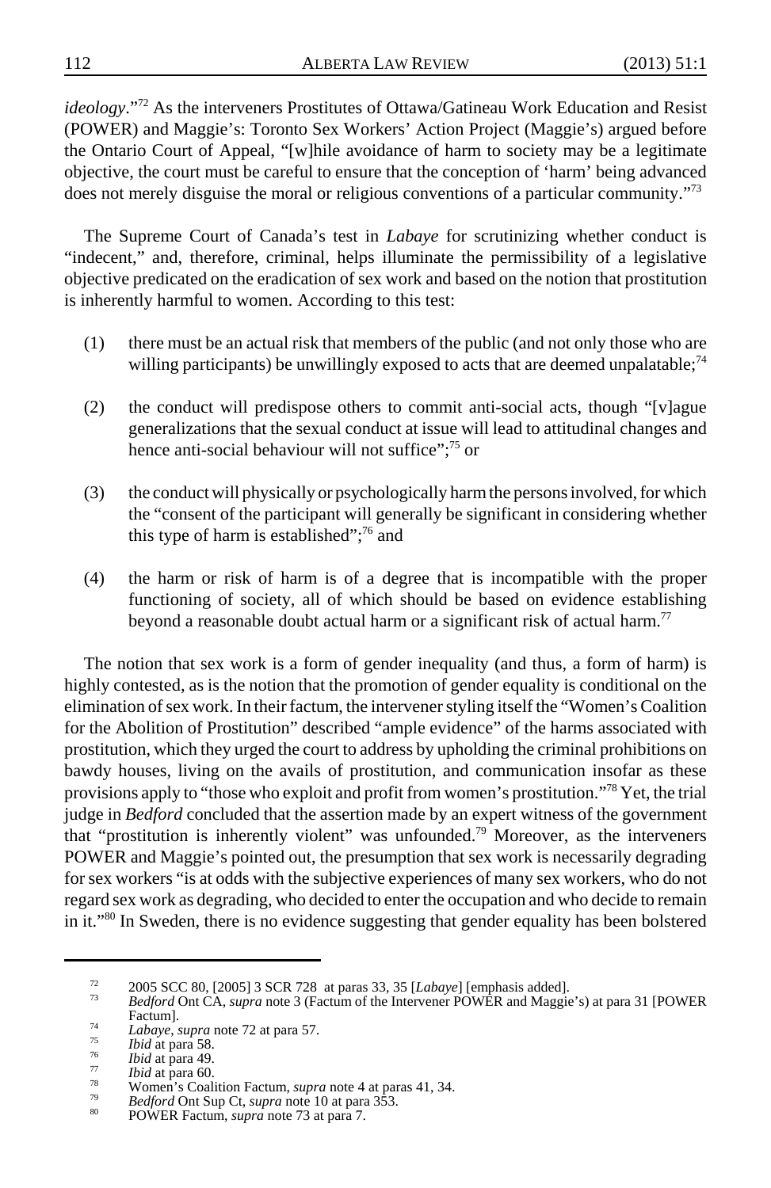*ideology*."[72] As the interveners Prostitutes of Ottawa/Gatineau Work Education and Resist (POWER) and Maggie's: Toronto Sex Workers' Action Project (Maggie's) argued before the Ontario Court of Appeal, "[w]hile avoidance of harm to society may be a legitimate objective, the court must be careful to ensure that the conception of 'harm' being advanced does not merely disguise the moral or religious conventions of a particular community."[73]

The Supreme Court of Canada's test in *Labaye* for scrutinizing whether conduct is "indecent," and, therefore, criminal, helps illuminate the permissibility of a legislative objective predicated on the eradication of sex work and based on the notion that prostitution is inherently harmful to women. According to this test:

(1) there must be an actual risk that members of the public (and not only those who are willing participants) be unwillingly exposed to acts that are deemed unpalatable;[74]

(2) the conduct will predispose others to commit anti-social acts, though "[v]ague generalizations that the sexual conduct at issue will lead to attitudinal changes and hence anti-social behaviour will not suffice";[75] or

(3) the conduct will physically or psychologically harm the persons involved, for which the "consent of the participant will generally be significant in considering whether this type of harm is established";[76] and

(4) the harm or risk of harm is of a degree that is incompatible with the proper functioning of society, all of which should be based on evidence establishing beyond a reasonable doubt actual harm or a significant risk of actual harm.[77]

The notion that sex work is a form of gender inequality (and thus, a form of harm) is highly contested, as is the notion that the promotion of gender equality is conditional on the elimination of sex work. In their factum, the intervener styling itself the "Women's Coalition for the Abolition of Prostitution" described "ample evidence" of the harms associated with prostitution, which they urged the court to address by upholding the criminal prohibitions on bawdy houses, living on the avails of prostitution, and communication insofar as these provisions apply to "those who exploit and profit from women's prostitution."[78] Yet, the trial judge in *Bedford* concluded that the assertion made by an expert witness of the government that "prostitution is inherently violent" was unfounded.[79] Moreover, as the interveners POWER and Maggie's pointed out, the presumption that sex work is necessarily degrading for sex workers "is at odds with the subjective experiences of many sex workers, who do not regard sex work as degrading, who decided to enter the occupation and who decide to remain in it."[80] In Sweden, there is no evidence suggesting that gender equality has been bolstered

---

[72] 2005 SCC 80, [2005] 3 SCR 728 at paras 33, 35 [*Labaye*] [emphasis added].

[73] *Bedford* Ont CA, *supra* note 3 (Factum of the Intervener POWER and Maggie's) at para 31 [POWER Factum].

[74] *Labaye*, *supra* note 72 at para 57.

[75] *Ibid* at para 58.

[76] *Ibid* at para 49.

[77] *Ibid* at para 60.

[78] Women's Coalition Factum, *supra* note 4 at paras 41, 34.

[79] *Bedford* Ont Sup Ct, *supra* note 10 at para 353.

[80] POWER Factum, *supra* note 73 at para 7.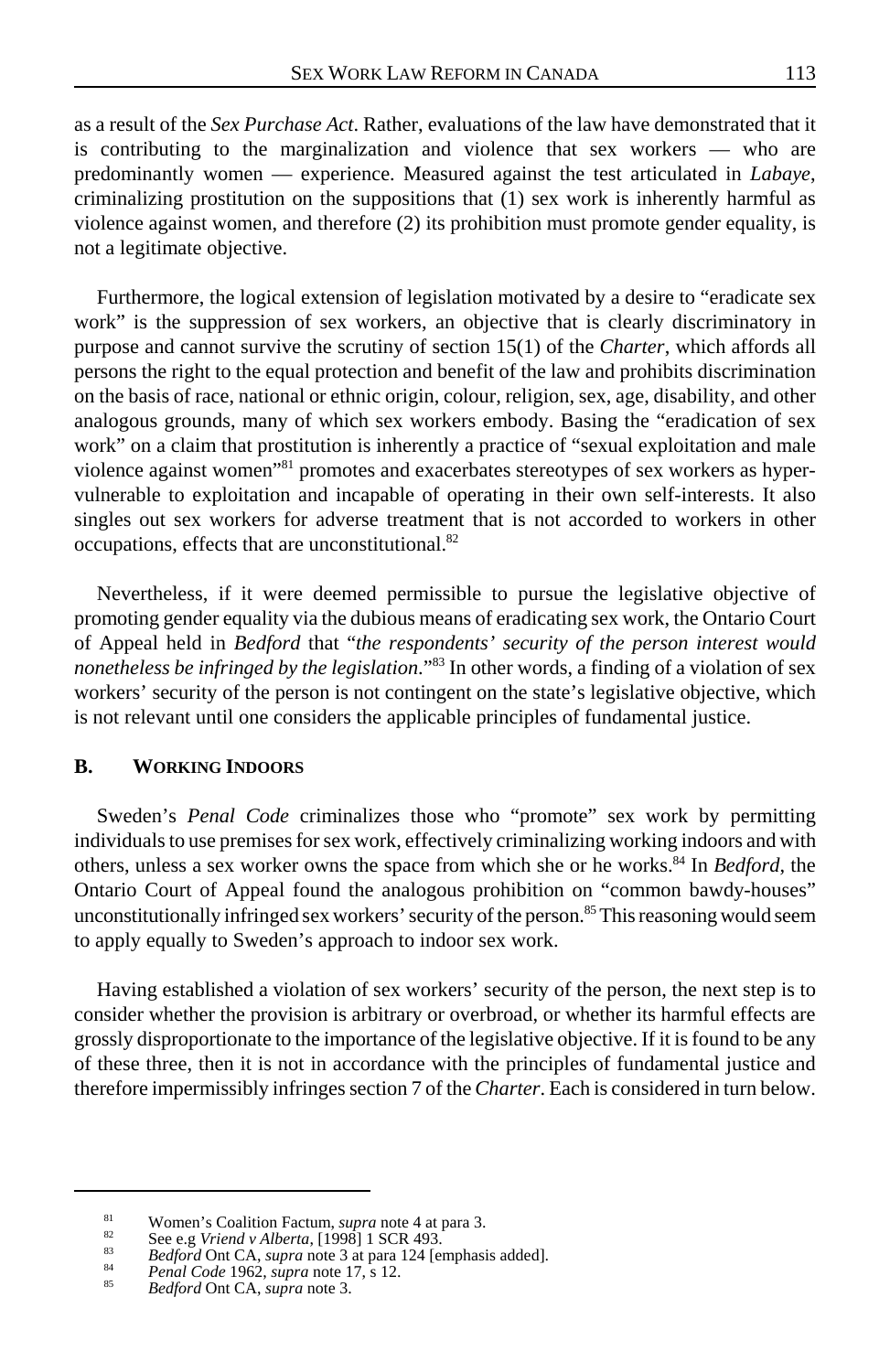as a result of the *Sex Purchase Act*. Rather, evaluations of the law have demonstrated that it is contributing to the marginalization and violence that sex workers — who are predominantly women — experience. Measured against the test articulated in *Labaye*, criminalizing prostitution on the suppositions that (1) sex work is inherently harmful as violence against women, and therefore (2) its prohibition must promote gender equality, is not a legitimate objective.

Furthermore, the logical extension of legislation motivated by a desire to "eradicate sex work" is the suppression of sex workers, an objective that is clearly discriminatory in purpose and cannot survive the scrutiny of section 15(1) of the *Charter*, which affords all persons the right to the equal protection and benefit of the law and prohibits discrimination on the basis of race, national or ethnic origin, colour, religion, sex, age, disability, and other analogous grounds, many of which sex workers embody. Basing the "eradication of sex work" on a claim that prostitution is inherently a practice of "sexual exploitation and male violence against women"[81] promotes and exacerbates stereotypes of sex workers as hyper-vulnerable to exploitation and incapable of operating in their own self-interests. It also singles out sex workers for adverse treatment that is not accorded to workers in other occupations, effects that are unconstitutional.[82]

Nevertheless, if it were deemed permissible to pursue the legislative objective of promoting gender equality via the dubious means of eradicating sex work, the Ontario Court of Appeal held in *Bedford* that "*the respondents' security of the person interest would nonetheless be infringed by the legislation*."[83] In other words, a finding of a violation of sex workers' security of the person is not contingent on the state's legislative objective, which is not relevant until one considers the applicable principles of fundamental justice.

### B. WORKING INDOORS

Sweden's *Penal Code* criminalizes those who "promote" sex work by permitting individuals to use premises for sex work, effectively criminalizing working indoors and with others, unless a sex worker owns the space from which she or he works.[84] In *Bedford*, the Ontario Court of Appeal found the analogous prohibition on "common bawdy-houses" unconstitutionally infringed sex workers' security of the person.[85] This reasoning would seem to apply equally to Sweden's approach to indoor sex work.

Having established a violation of sex workers' security of the person, the next step is to consider whether the provision is arbitrary or overbroad, or whether its harmful effects are grossly disproportionate to the importance of the legislative objective. If it is found to be any of these three, then it is not in accordance with the principles of fundamental justice and therefore impermissibly infringes section 7 of the *Charter*. Each is considered in turn below.

---

[81] Women's Coalition Factum, *supra* note 4 at para 3.

[82] See e.g *Vriend v Alberta*, [1998] 1 SCR 493.

[83] *Bedford* Ont CA, *supra* note 3 at para 124 [emphasis added].

[84] *Penal Code* 1962, *supra* note 17, s 12.

[85] *Bedford* Ont CA, *supra* note 3.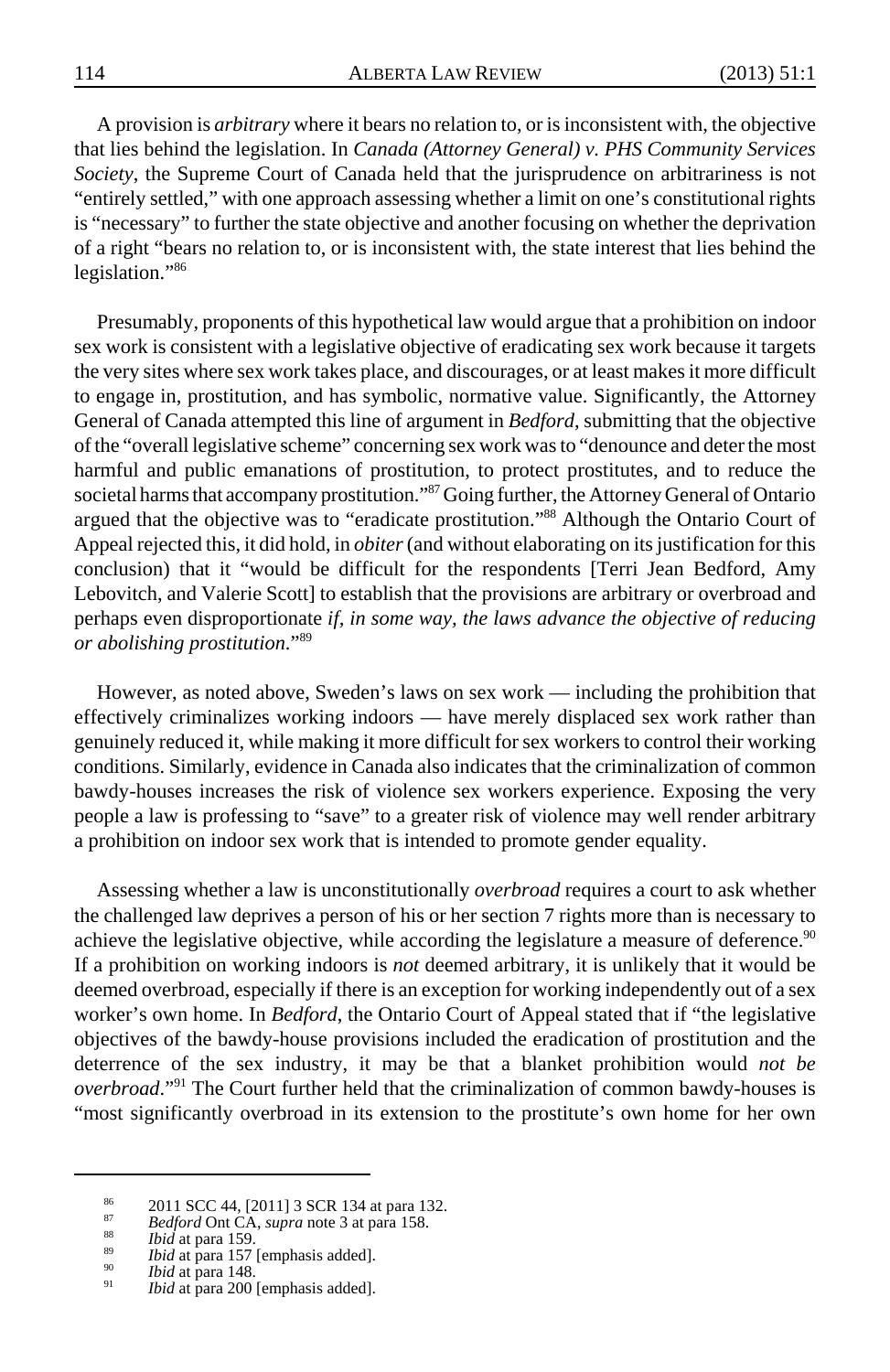A provision is *arbitrary* where it bears no relation to, or is inconsistent with, the objective that lies behind the legislation. In *Canada (Attorney General) v. PHS Community Services Society*, the Supreme Court of Canada held that the jurisprudence on arbitrariness is not "entirely settled," with one approach assessing whether a limit on one's constitutional rights is "necessary" to further the state objective and another focusing on whether the deprivation of a right "bears no relation to, or is inconsistent with, the state interest that lies behind the legislation."[86]

Presumably, proponents of this hypothetical law would argue that a prohibition on indoor sex work is consistent with a legislative objective of eradicating sex work because it targets the very sites where sex work takes place, and discourages, or at least makes it more difficult to engage in, prostitution, and has symbolic, normative value. Significantly, the Attorney General of Canada attempted this line of argument in *Bedford*, submitting that the objective of the "overall legislative scheme" concerning sex work was to "denounce and deter the most harmful and public emanations of prostitution, to protect prostitutes, and to reduce the societal harms that accompany prostitution."[87] Going further, the Attorney General of Ontario argued that the objective was to "eradicate prostitution."[88] Although the Ontario Court of Appeal rejected this, it did hold, in *obiter* (and without elaborating on its justification for this conclusion) that it "would be difficult for the respondents [Terri Jean Bedford, Amy Lebovitch, and Valerie Scott] to establish that the provisions are arbitrary or overbroad and perhaps even disproportionate *if, in some way, the laws advance the objective of reducing or abolishing prostitution*."[89]

However, as noted above, Sweden's laws on sex work — including the prohibition that effectively criminalizes working indoors — have merely displaced sex work rather than genuinely reduced it, while making it more difficult for sex workers to control their working conditions. Similarly, evidence in Canada also indicates that the criminalization of common bawdy-houses increases the risk of violence sex workers experience. Exposing the very people a law is professing to "save" to a greater risk of violence may well render arbitrary a prohibition on indoor sex work that is intended to promote gender equality.

Assessing whether a law is unconstitutionally *overbroad* requires a court to ask whether the challenged law deprives a person of his or her section 7 rights more than is necessary to achieve the legislative objective, while according the legislature a measure of deference.[90] If a prohibition on working indoors is *not* deemed arbitrary, it is unlikely that it would be deemed overbroad, especially if there is an exception for working independently out of a sex worker's own home. In *Bedford*, the Ontario Court of Appeal stated that if "the legislative objectives of the bawdy-house provisions included the eradication of prostitution and the deterrence of the sex industry, it may be that a blanket prohibition would *not be overbroad*."[91] The Court further held that the criminalization of common bawdy-houses is "most significantly overbroad in its extension to the prostitute's own home for her own

---

86 2011 SCC 44, [2011] 3 SCR 134 at para 132.

87 *Bedford* Ont CA, *supra* note 3 at para 158.

88 *Ibid* at para 159.

89 *Ibid* at para 157 [emphasis added].

90 *Ibid* at para 148.

91 *Ibid* at para 200 [emphasis added].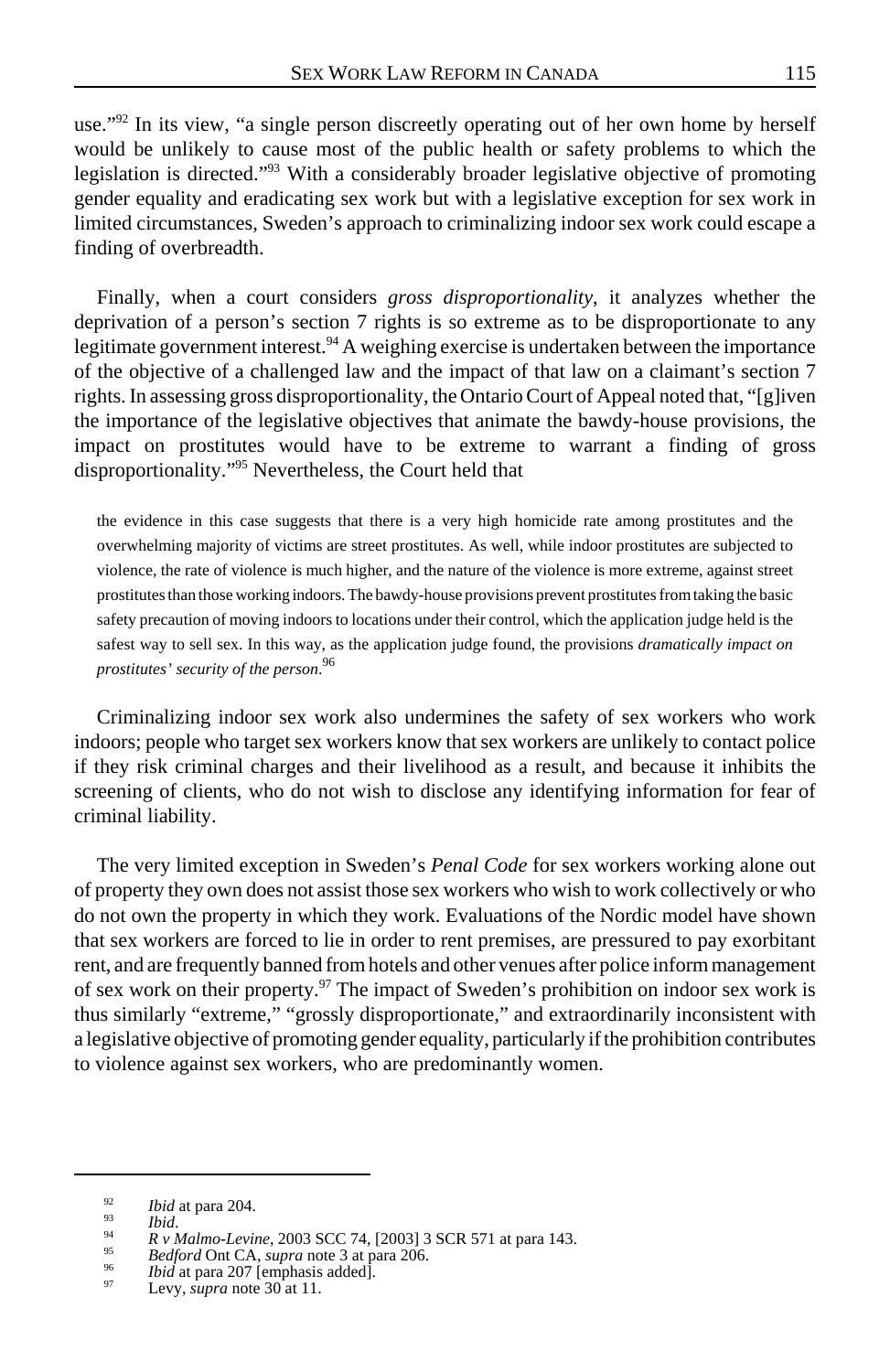use."[92] In its view, "a single person discreetly operating out of her own home by herself would be unlikely to cause most of the public health or safety problems to which the legislation is directed."[93] With a considerably broader legislative objective of promoting gender equality and eradicating sex work but with a legislative exception for sex work in limited circumstances, Sweden's approach to criminalizing indoor sex work could escape a finding of overbreadth.

Finally, when a court considers *gross disproportionality*, it analyzes whether the deprivation of a person's section 7 rights is so extreme as to be disproportionate to any legitimate government interest.[94] A weighing exercise is undertaken between the importance of the objective of a challenged law and the impact of that law on a claimant's section 7 rights. In assessing gross disproportionality, the Ontario Court of Appeal noted that, "[g]iven the importance of the legislative objectives that animate the bawdy-house provisions, the impact on prostitutes would have to be extreme to warrant a finding of gross disproportionality."[95] Nevertheless, the Court held that

> the evidence in this case suggests that there is a very high homicide rate among prostitutes and the overwhelming majority of victims are street prostitutes. As well, while indoor prostitutes are subjected to violence, the rate of violence is much higher, and the nature of the violence is more extreme, against street prostitutes than those working indoors. The bawdy-house provisions prevent prostitutes from taking the basic safety precaution of moving indoors to locations under their control, which the application judge held is the safest way to sell sex. In this way, as the application judge found, the provisions *dramatically impact on prostitutes' security of the person*.[96]

Criminalizing indoor sex work also undermines the safety of sex workers who work indoors; people who target sex workers know that sex workers are unlikely to contact police if they risk criminal charges and their livelihood as a result, and because it inhibits the screening of clients, who do not wish to disclose any identifying information for fear of criminal liability.

The very limited exception in Sweden's *Penal Code* for sex workers working alone out of property they own does not assist those sex workers who wish to work collectively or who do not own the property in which they work. Evaluations of the Nordic model have shown that sex workers are forced to lie in order to rent premises, are pressured to pay exorbitant rent, and are frequently banned from hotels and other venues after police inform management of sex work on their property.[97] The impact of Sweden's prohibition on indoor sex work is thus similarly "extreme," "grossly disproportionate," and extraordinarily inconsistent with a legislative objective of promoting gender equality, particularly if the prohibition contributes to violence against sex workers, who are predominantly women.

---

[92] *Ibid* at para 204.

[93] *Ibid*.

[94] *R v Malmo-Levine*, 2003 SCC 74, [2003] 3 SCR 571 at para 143.

[95] *Bedford* Ont CA, *supra* note 3 at para 206.

[96] *Ibid* at para 207 [emphasis added].

[97] Levy, *supra* note 30 at 11.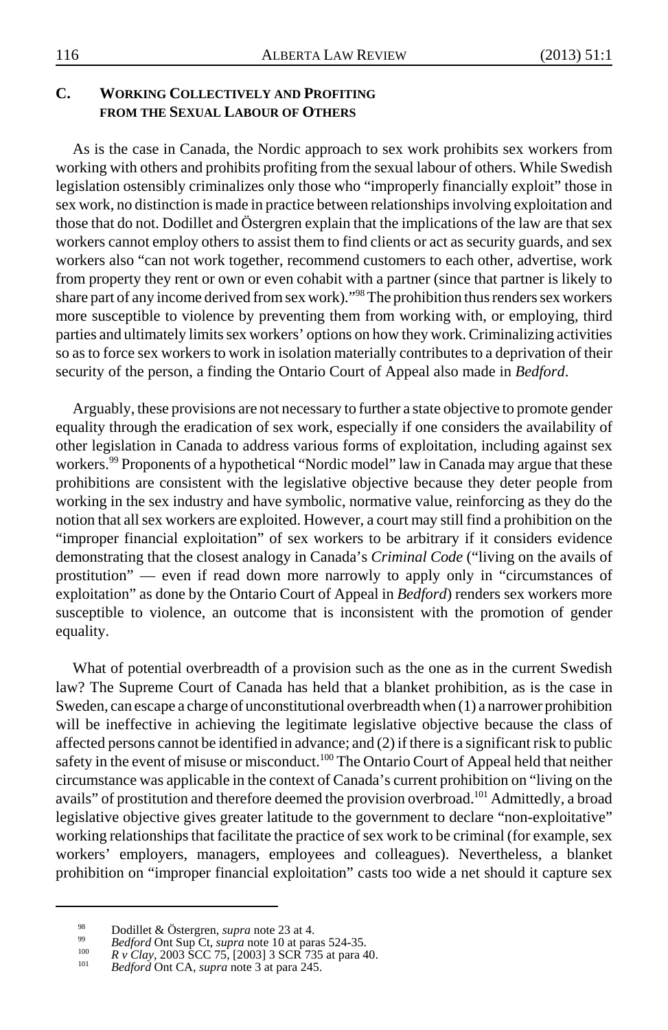### C. WORKING COLLECTIVELY AND PROFITING FROM THE SEXUAL LABOUR OF OTHERS

As is the case in Canada, the Nordic approach to sex work prohibits sex workers from working with others and prohibits profiting from the sexual labour of others. While Swedish legislation ostensibly criminalizes only those who "improperly financially exploit" those in sex work, no distinction is made in practice between relationships involving exploitation and those that do not. Dodillet and Östergren explain that the implications of the law are that sex workers cannot employ others to assist them to find clients or act as security guards, and sex workers also "can not work together, recommend customers to each other, advertise, work from property they rent or own or even cohabit with a partner (since that partner is likely to share part of any income derived from sex work)."[98] The prohibition thus renders sex workers more susceptible to violence by preventing them from working with, or employing, third parties and ultimately limits sex workers' options on how they work. Criminalizing activities so as to force sex workers to work in isolation materially contributes to a deprivation of their security of the person, a finding the Ontario Court of Appeal also made in *Bedford*.

Arguably, these provisions are not necessary to further a state objective to promote gender equality through the eradication of sex work, especially if one considers the availability of other legislation in Canada to address various forms of exploitation, including against sex workers.[99] Proponents of a hypothetical "Nordic model" law in Canada may argue that these prohibitions are consistent with the legislative objective because they deter people from working in the sex industry and have symbolic, normative value, reinforcing as they do the notion that all sex workers are exploited. However, a court may still find a prohibition on the "improper financial exploitation" of sex workers to be arbitrary if it considers evidence demonstrating that the closest analogy in Canada's *Criminal Code* ("living on the avails of prostitution" — even if read down more narrowly to apply only in "circumstances of exploitation" as done by the Ontario Court of Appeal in *Bedford*) renders sex workers more susceptible to violence, an outcome that is inconsistent with the promotion of gender equality.

What of potential overbreadth of a provision such as the one as in the current Swedish law? The Supreme Court of Canada has held that a blanket prohibition, as is the case in Sweden, can escape a charge of unconstitutional overbreadth when (1) a narrower prohibition will be ineffective in achieving the legitimate legislative objective because the class of affected persons cannot be identified in advance; and (2) if there is a significant risk to public safety in the event of misuse or misconduct.[100] The Ontario Court of Appeal held that neither circumstance was applicable in the context of Canada's current prohibition on "living on the avails" of prostitution and therefore deemed the provision overbroad.[101] Admittedly, a broad legislative objective gives greater latitude to the government to declare "non-exploitative" working relationships that facilitate the practice of sex work to be criminal (for example, sex workers' employers, managers, employees and colleagues). Nevertheless, a blanket prohibition on "improper financial exploitation" casts too wide a net should it capture sex

---

[98] Dodillet & Östergren, *supra* note 23 at 4.

[99] *Bedford* Ont Sup Ct, *supra* note 10 at paras 524-35.

[100] *R v Clay*, 2003 SCC 75, [2003] 3 SCR 735 at para 40.

[101] *Bedford* Ont CA, *supra* note 3 at para 245.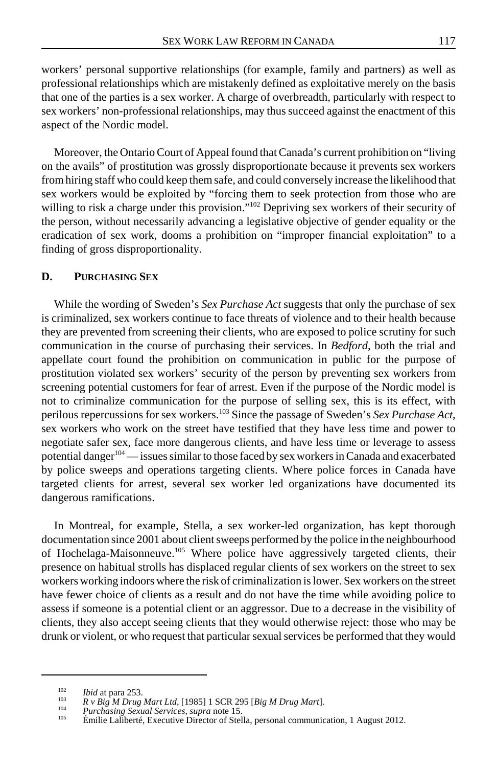workers' personal supportive relationships (for example, family and partners) as well as professional relationships which are mistakenly defined as exploitative merely on the basis that one of the parties is a sex worker. A charge of overbreadth, particularly with respect to sex workers' non-professional relationships, may thus succeed against the enactment of this aspect of the Nordic model.

Moreover, the Ontario Court of Appeal found that Canada's current prohibition on "living on the avails" of prostitution was grossly disproportionate because it prevents sex workers from hiring staff who could keep them safe, and could conversely increase the likelihood that sex workers would be exploited by "forcing them to seek protection from those who are willing to risk a charge under this provision."[102] Depriving sex workers of their security of the person, without necessarily advancing a legislative objective of gender equality or the eradication of sex work, dooms a prohibition on "improper financial exploitation" to a finding of gross disproportionality.

### D. PURCHASING SEX

While the wording of Sweden's *Sex Purchase Act* suggests that only the purchase of sex is criminalized, sex workers continue to face threats of violence and to their health because they are prevented from screening their clients, who are exposed to police scrutiny for such communication in the course of purchasing their services. In *Bedford*, both the trial and appellate court found the prohibition on communication in public for the purpose of prostitution violated sex workers' security of the person by preventing sex workers from screening potential customers for fear of arrest. Even if the purpose of the Nordic model is not to criminalize communication for the purpose of selling sex, this is its effect, with perilous repercussions for sex workers.[103] Since the passage of Sweden's *Sex Purchase Act*, sex workers who work on the street have testified that they have less time and power to negotiate safer sex, face more dangerous clients, and have less time or leverage to assess potential danger[104] — issues similar to those faced by sex workers in Canada and exacerbated by police sweeps and operations targeting clients. Where police forces in Canada have targeted clients for arrest, several sex worker led organizations have documented its dangerous ramifications.

In Montreal, for example, Stella, a sex worker-led organization, has kept thorough documentation since 2001 about client sweeps performed by the police in the neighbourhood of Hochelaga-Maisonneuve.[105] Where police have aggressively targeted clients, their presence on habitual strolls has displaced regular clients of sex workers on the street to sex workers working indoors where the risk of criminalization is lower. Sex workers on the street have fewer choice of clients as a result and do not have the time while avoiding police to assess if someone is a potential client or an aggressor. Due to a decrease in the visibility of clients, they also accept seeing clients that they would otherwise reject: those who may be drunk or violent, or who request that particular sexual services be performed that they would

---

[102] *Ibid* at para 253.

[103] *R v Big M Drug Mart Ltd*, [1985] 1 SCR 295 [*Big M Drug Mart*].

[104] *Purchasing Sexual Services*, *supra* note 15.

[105] Émilie Laliberté, Executive Director of Stella, personal communication, 1 August 2012.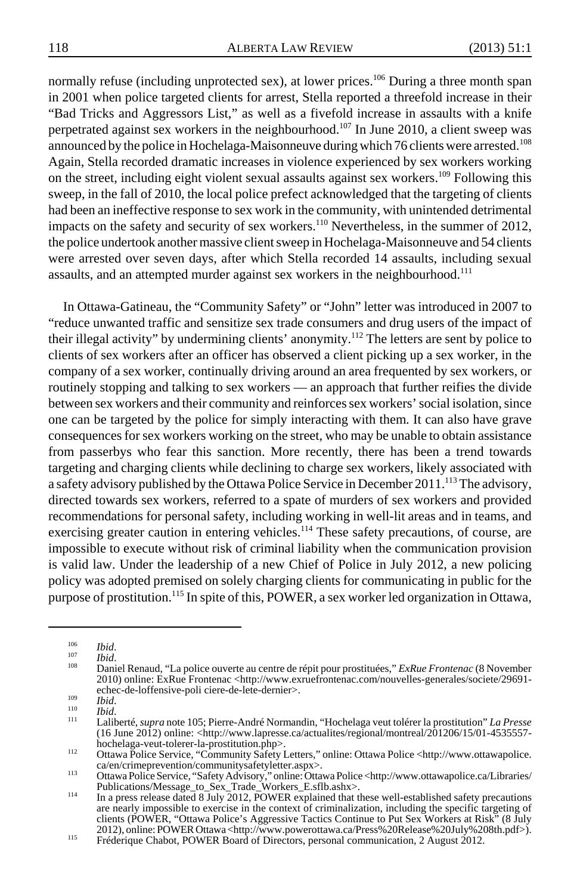normally refuse (including unprotected sex), at lower prices.[106] During a three month span in 2001 when police targeted clients for arrest, Stella reported a threefold increase in their "Bad Tricks and Aggressors List," as well as a fivefold increase in assaults with a knife perpetrated against sex workers in the neighbourhood.[107] In June 2010, a client sweep was announced by the police in Hochelaga-Maisonneuve during which 76 clients were arrested.[108] Again, Stella recorded dramatic increases in violence experienced by sex workers working on the street, including eight violent sexual assaults against sex workers.[109] Following this sweep, in the fall of 2010, the local police prefect acknowledged that the targeting of clients had been an ineffective response to sex work in the community, with unintended detrimental impacts on the safety and security of sex workers.[110] Nevertheless, in the summer of 2012, the police undertook another massive client sweep in Hochelaga-Maisonneuve and 54 clients were arrested over seven days, after which Stella recorded 14 assaults, including sexual assaults, and an attempted murder against sex workers in the neighbourhood.[111]

In Ottawa-Gatineau, the "Community Safety" or "John" letter was introduced in 2007 to "reduce unwanted traffic and sensitize sex trade consumers and drug users of the impact of their illegal activity" by undermining clients' anonymity.[112] The letters are sent by police to clients of sex workers after an officer has observed a client picking up a sex worker, in the company of a sex worker, continually driving around an area frequented by sex workers, or routinely stopping and talking to sex workers — an approach that further reifies the divide between sex workers and their community and reinforces sex workers' social isolation, since one can be targeted by the police for simply interacting with them. It can also have grave consequences for sex workers working on the street, who may be unable to obtain assistance from passerbys who fear this sanction. More recently, there has been a trend towards targeting and charging clients while declining to charge sex workers, likely associated with a safety advisory published by the Ottawa Police Service in December 2011.[113] The advisory, directed towards sex workers, referred to a spate of murders of sex workers and provided recommendations for personal safety, including working in well-lit areas and in teams, and exercising greater caution in entering vehicles.[114] These safety precautions, of course, are impossible to execute without risk of criminal liability when the communication provision is valid law. Under the leadership of a new Chief of Police in July 2012, a new policing policy was adopted premised on solely charging clients for communicating in public for the purpose of prostitution.[115] In spite of this, POWER, a sex worker led organization in Ottawa,

---

[106] *Ibid*.

[107] *Ibid*.

[108] Daniel Renaud, "La police ouverte au centre de répit pour prostituées," *ExRue Frontenac* (8 November 2010) online: ExRue Frontenac <http://www.exruefrontenac.com/nouvelles-generales/societe/29691-echec-de-loffensive-poli ciere-de-lete-dernier>.

[109] *Ibid*.

[110] *Ibid*.

[111] Laliberté, *supra* note 105; Pierre-André Normandin, "Hochelaga veut tolérer la prostitution" *La Presse* (16 June 2012) online: <http://www.lapresse.ca/actualites/regional/montreal/201206/15/01-4535557-hochelaga-veut-tolerer-la-prostitution.php>.

[112] Ottawa Police Service, "Community Safety Letters," online: Ottawa Police <http://www.ottawapolice.ca/en/crimeprevention/communitysafetyletter.aspx>.

[113] Ottawa Police Service, "Safety Advisory," online: Ottawa Police <http://www.ottawapolice.ca/Libraries/Publications/Message_to_Sex_Trade_Workers_E.sflb.ashx>.

[114] In a press release dated 8 July 2012, POWER explained that these well-established safety precautions are nearly impossible to exercise in the context of criminalization, including the specific targeting of clients (POWER, "Ottawa Police's Aggressive Tactics Continue to Put Sex Workers at Risk" (8 July 2012), online: POWER Ottawa <http://www.powerottawa.ca/Press%20Release%20July%208th.pdf>).

[115] Fréderique Chabot, POWER Board of Directors, personal communication, 2 August 2012.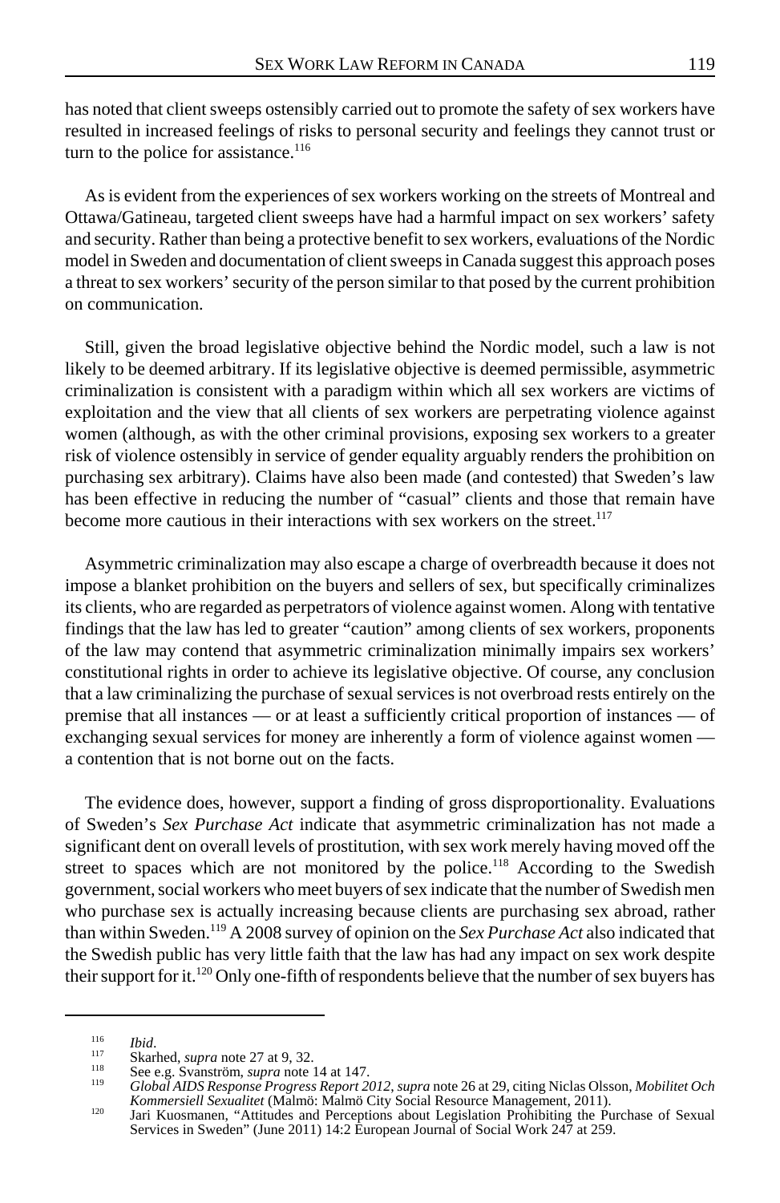has noted that client sweeps ostensibly carried out to promote the safety of sex workers have resulted in increased feelings of risks to personal security and feelings they cannot trust or turn to the police for assistance.[116]

As is evident from the experiences of sex workers working on the streets of Montreal and Ottawa/Gatineau, targeted client sweeps have had a harmful impact on sex workers' safety and security. Rather than being a protective benefit to sex workers, evaluations of the Nordic model in Sweden and documentation of client sweeps in Canada suggest this approach poses a threat to sex workers' security of the person similar to that posed by the current prohibition on communication.

Still, given the broad legislative objective behind the Nordic model, such a law is not likely to be deemed arbitrary. If its legislative objective is deemed permissible, asymmetric criminalization is consistent with a paradigm within which all sex workers are victims of exploitation and the view that all clients of sex workers are perpetrating violence against women (although, as with the other criminal provisions, exposing sex workers to a greater risk of violence ostensibly in service of gender equality arguably renders the prohibition on purchasing sex arbitrary). Claims have also been made (and contested) that Sweden's law has been effective in reducing the number of "casual" clients and those that remain have become more cautious in their interactions with sex workers on the street.[117]

Asymmetric criminalization may also escape a charge of overbreadth because it does not impose a blanket prohibition on the buyers and sellers of sex, but specifically criminalizes its clients, who are regarded as perpetrators of violence against women. Along with tentative findings that the law has led to greater "caution" among clients of sex workers, proponents of the law may contend that asymmetric criminalization minimally impairs sex workers' constitutional rights in order to achieve its legislative objective. Of course, any conclusion that a law criminalizing the purchase of sexual services is not overbroad rests entirely on the premise that all instances — or at least a sufficiently critical proportion of instances — of exchanging sexual services for money are inherently a form of violence against women — a contention that is not borne out on the facts.

The evidence does, however, support a finding of gross disproportionality. Evaluations of Sweden's *Sex Purchase Act* indicate that asymmetric criminalization has not made a significant dent on overall levels of prostitution, with sex work merely having moved off the street to spaces which are not monitored by the police.[118] According to the Swedish government, social workers who meet buyers of sex indicate that the number of Swedish men who purchase sex is actually increasing because clients are purchasing sex abroad, rather than within Sweden.[119] A 2008 survey of opinion on the *Sex Purchase Act* also indicated that the Swedish public has very little faith that the law has had any impact on sex work despite their support for it.[120] Only one-fifth of respondents believe that the number of sex buyers has

---

[116] *Ibid*.

[117] Skarhed, *supra* note 27 at 9, 32.

[118] See e.g. Svanström, *supra* note 14 at 147.

[119] *Global AIDS Response Progress Report 2012*, *supra* note 26 at 29, citing Niclas Olsson, *Mobilitet Och Kommersiell Sexualitet* (Malmö: Malmö City Social Resource Management, 2011).

[120] Jari Kuosmanen, "Attitudes and Perceptions about Legislation Prohibiting the Purchase of Sexual Services in Sweden" (June 2011) 14:2 European Journal of Social Work 247 at 259.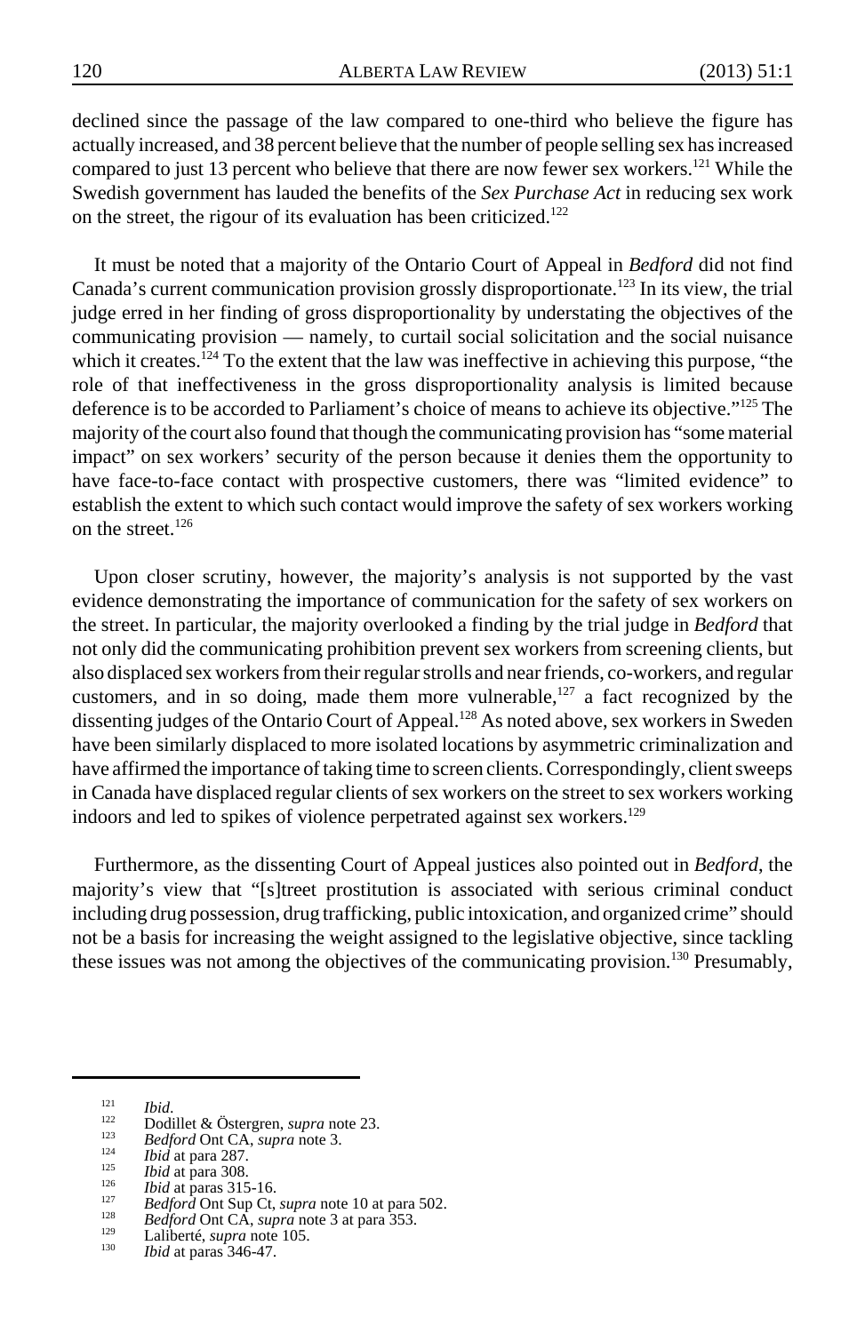declined since the passage of the law compared to one-third who believe the figure has actually increased, and 38 percent believe that the number of people selling sex has increased compared to just 13 percent who believe that there are now fewer sex workers.[121] While the Swedish government has lauded the benefits of the *Sex Purchase Act* in reducing sex work on the street, the rigour of its evaluation has been criticized.[122]

It must be noted that a majority of the Ontario Court of Appeal in *Bedford* did not find Canada's current communication provision grossly disproportionate.[123] In its view, the trial judge erred in her finding of gross disproportionality by understating the objectives of the communicating provision — namely, to curtail social solicitation and the social nuisance which it creates.[124] To the extent that the law was ineffective in achieving this purpose, "the role of that ineffectiveness in the gross disproportionality analysis is limited because deference is to be accorded to Parliament's choice of means to achieve its objective."[125] The majority of the court also found that though the communicating provision has "some material impact" on sex workers' security of the person because it denies them the opportunity to have face-to-face contact with prospective customers, there was "limited evidence" to establish the extent to which such contact would improve the safety of sex workers working on the street.[126]

Upon closer scrutiny, however, the majority's analysis is not supported by the vast evidence demonstrating the importance of communication for the safety of sex workers on the street. In particular, the majority overlooked a finding by the trial judge in *Bedford* that not only did the communicating prohibition prevent sex workers from screening clients, but also displaced sex workers from their regular strolls and near friends, co-workers, and regular customers, and in so doing, made them more vulnerable,[127] a fact recognized by the dissenting judges of the Ontario Court of Appeal.[128] As noted above, sex workers in Sweden have been similarly displaced to more isolated locations by asymmetric criminalization and have affirmed the importance of taking time to screen clients. Correspondingly, client sweeps in Canada have displaced regular clients of sex workers on the street to sex workers working indoors and led to spikes of violence perpetrated against sex workers.[129]

Furthermore, as the dissenting Court of Appeal justices also pointed out in *Bedford*, the majority's view that "[s]treet prostitution is associated with serious criminal conduct including drug possession, drug trafficking, public intoxication, and organized crime" should not be a basis for increasing the weight assigned to the legislative objective, since tackling these issues was not among the objectives of the communicating provision.[130] Presumably,

---

[121] *Ibid*.
[122] Dodillet & Östergren, *supra* note 23.
[123] *Bedford* Ont CA, *supra* note 3.
[124] *Ibid* at para 287.
[125] *Ibid* at para 308.
[126] *Ibid* at paras 315-16.
[127] *Bedford* Ont Sup Ct, *supra* note 10 at para 502.
[128] *Bedford* Ont CA, *supra* note 3 at para 353.
[129] Laliberté, *supra* note 105.
[130] *Ibid* at paras 346-47.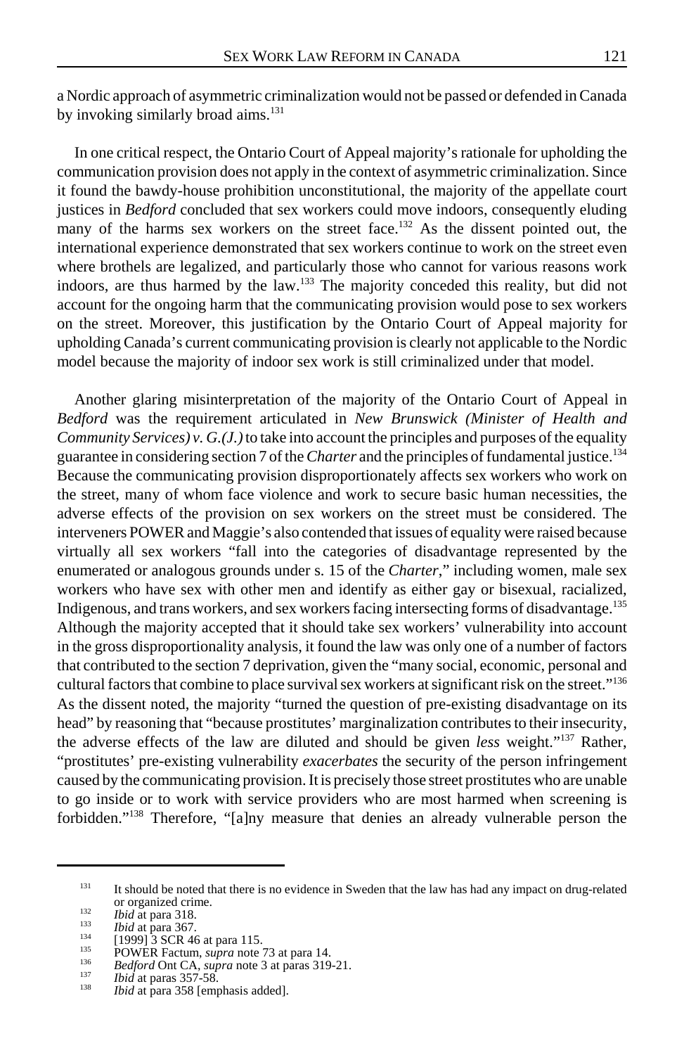a Nordic approach of asymmetric criminalization would not be passed or defended in Canada by invoking similarly broad aims.[131]

In one critical respect, the Ontario Court of Appeal majority's rationale for upholding the communication provision does not apply in the context of asymmetric criminalization. Since it found the bawdy-house prohibition unconstitutional, the majority of the appellate court justices in *Bedford* concluded that sex workers could move indoors, consequently eluding many of the harms sex workers on the street face.[132] As the dissent pointed out, the international experience demonstrated that sex workers continue to work on the street even where brothels are legalized, and particularly those who cannot for various reasons work indoors, are thus harmed by the law.[133] The majority conceded this reality, but did not account for the ongoing harm that the communicating provision would pose to sex workers on the street. Moreover, this justification by the Ontario Court of Appeal majority for upholding Canada's current communicating provision is clearly not applicable to the Nordic model because the majority of indoor sex work is still criminalized under that model.

Another glaring misinterpretation of the majority of the Ontario Court of Appeal in *Bedford* was the requirement articulated in *New Brunswick (Minister of Health and Community Services) v. G.(J.)* to take into account the principles and purposes of the equality guarantee in considering section 7 of the *Charter* and the principles of fundamental justice.[134] Because the communicating provision disproportionately affects sex workers who work on the street, many of whom face violence and work to secure basic human necessities, the adverse effects of the provision on sex workers on the street must be considered. The interveners POWER and Maggie's also contended that issues of equality were raised because virtually all sex workers "fall into the categories of disadvantage represented by the enumerated or analogous grounds under s. 15 of the *Charter*," including women, male sex workers who have sex with other men and identify as either gay or bisexual, racialized, Indigenous, and trans workers, and sex workers facing intersecting forms of disadvantage.[135] Although the majority accepted that it should take sex workers' vulnerability into account in the gross disproportionality analysis, it found the law was only one of a number of factors that contributed to the section 7 deprivation, given the "many social, economic, personal and cultural factors that combine to place survival sex workers at significant risk on the street."[136] As the dissent noted, the majority "turned the question of pre-existing disadvantage on its head" by reasoning that "because prostitutes' marginalization contributes to their insecurity, the adverse effects of the law are diluted and should be given *less* weight."[137] Rather, "prostitutes' pre-existing vulnerability *exacerbates* the security of the person infringement caused by the communicating provision. It is precisely those street prostitutes who are unable to go inside or to work with service providers who are most harmed when screening is forbidden."[138] Therefore, "[a]ny measure that denies an already vulnerable person the

---

[131] It should be noted that there is no evidence in Sweden that the law has had any impact on drug-related or organized crime.

[132] *Ibid* at para 318.

[133] *Ibid* at para 367.

[134] [1999] 3 SCR 46 at para 115.

[135] POWER Factum, *supra* note 73 at para 14.

[136] *Bedford* Ont CA, *supra* note 3 at paras 319-21.

[137] *Ibid* at paras 357-58.

[138] *Ibid* at para 358 [emphasis added].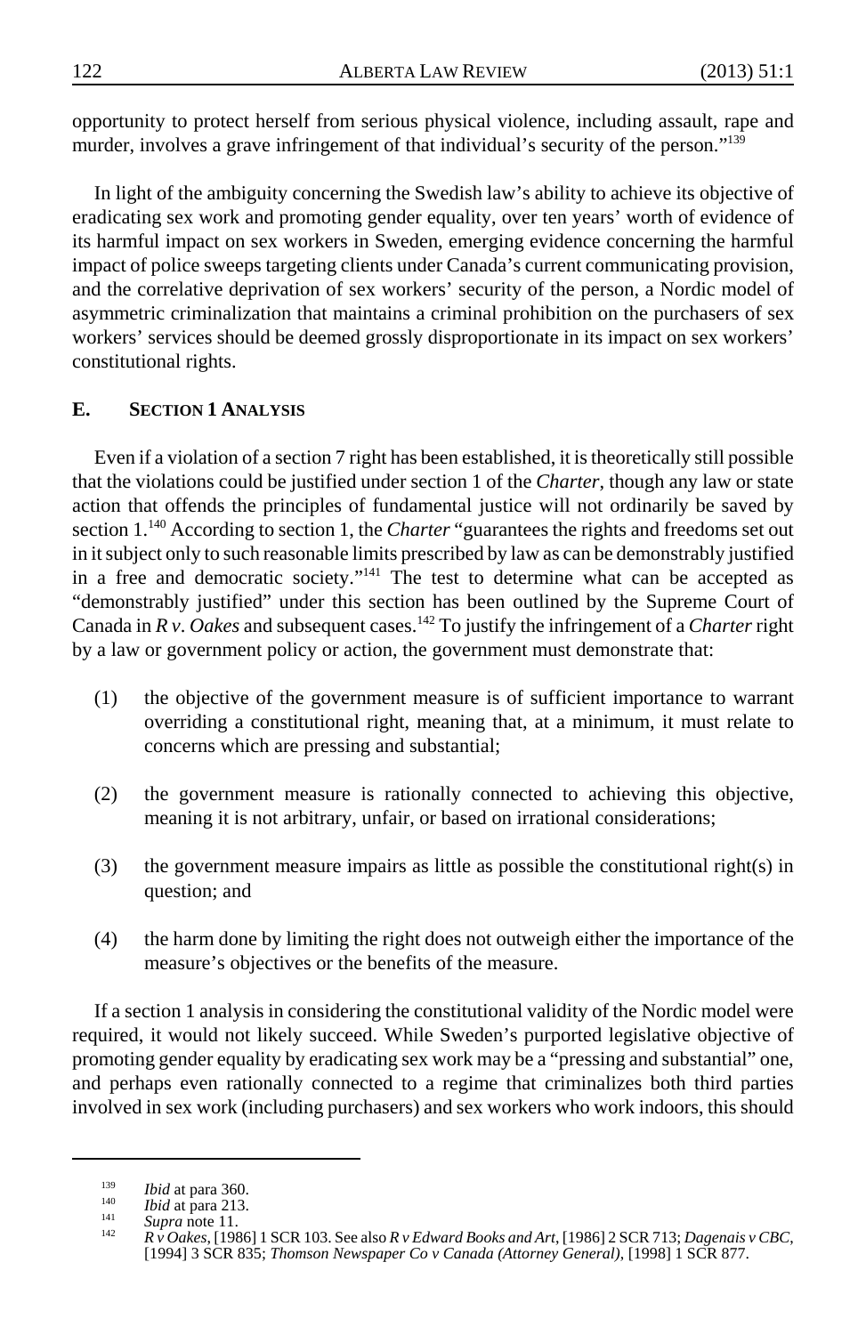opportunity to protect herself from serious physical violence, including assault, rape and murder, involves a grave infringement of that individual's security of the person."[139]

In light of the ambiguity concerning the Swedish law's ability to achieve its objective of eradicating sex work and promoting gender equality, over ten years' worth of evidence of its harmful impact on sex workers in Sweden, emerging evidence concerning the harmful impact of police sweeps targeting clients under Canada's current communicating provision, and the correlative deprivation of sex workers' security of the person, a Nordic model of asymmetric criminalization that maintains a criminal prohibition on the purchasers of sex workers' services should be deemed grossly disproportionate in its impact on sex workers' constitutional rights.

### E. SECTION 1 ANALYSIS

Even if a violation of a section 7 right has been established, it is theoretically still possible that the violations could be justified under section 1 of the *Charter*, though any law or state action that offends the principles of fundamental justice will not ordinarily be saved by section 1.[140] According to section 1, the *Charter* "guarantees the rights and freedoms set out in it subject only to such reasonable limits prescribed by law as can be demonstrably justified in a free and democratic society."[141] The test to determine what can be accepted as "demonstrably justified" under this section has been outlined by the Supreme Court of Canada in *R v. Oakes* and subsequent cases.[142] To justify the infringement of a *Charter* right by a law or government policy or action, the government must demonstrate that:

(1) the objective of the government measure is of sufficient importance to warrant overriding a constitutional right, meaning that, at a minimum, it must relate to concerns which are pressing and substantial;

(2) the government measure is rationally connected to achieving this objective, meaning it is not arbitrary, unfair, or based on irrational considerations;

(3) the government measure impairs as little as possible the constitutional right(s) in question; and

(4) the harm done by limiting the right does not outweigh either the importance of the measure's objectives or the benefits of the measure.

If a section 1 analysis in considering the constitutional validity of the Nordic model were required, it would not likely succeed. While Sweden's purported legislative objective of promoting gender equality by eradicating sex work may be a "pressing and substantial" one, and perhaps even rationally connected to a regime that criminalizes both third parties involved in sex work (including purchasers) and sex workers who work indoors, this should

---

139 *Ibid* at para 360.

140 *Ibid* at para 213.

141 *Supra* note 11.

142 *R v Oakes*, [1986] 1 SCR 103. See also *R v Edward Books and Art*, [1986] 2 SCR 713; *Dagenais v CBC*, [1994] 3 SCR 835; *Thomson Newspaper Co v Canada (Attorney General)*, [1998] 1 SCR 877.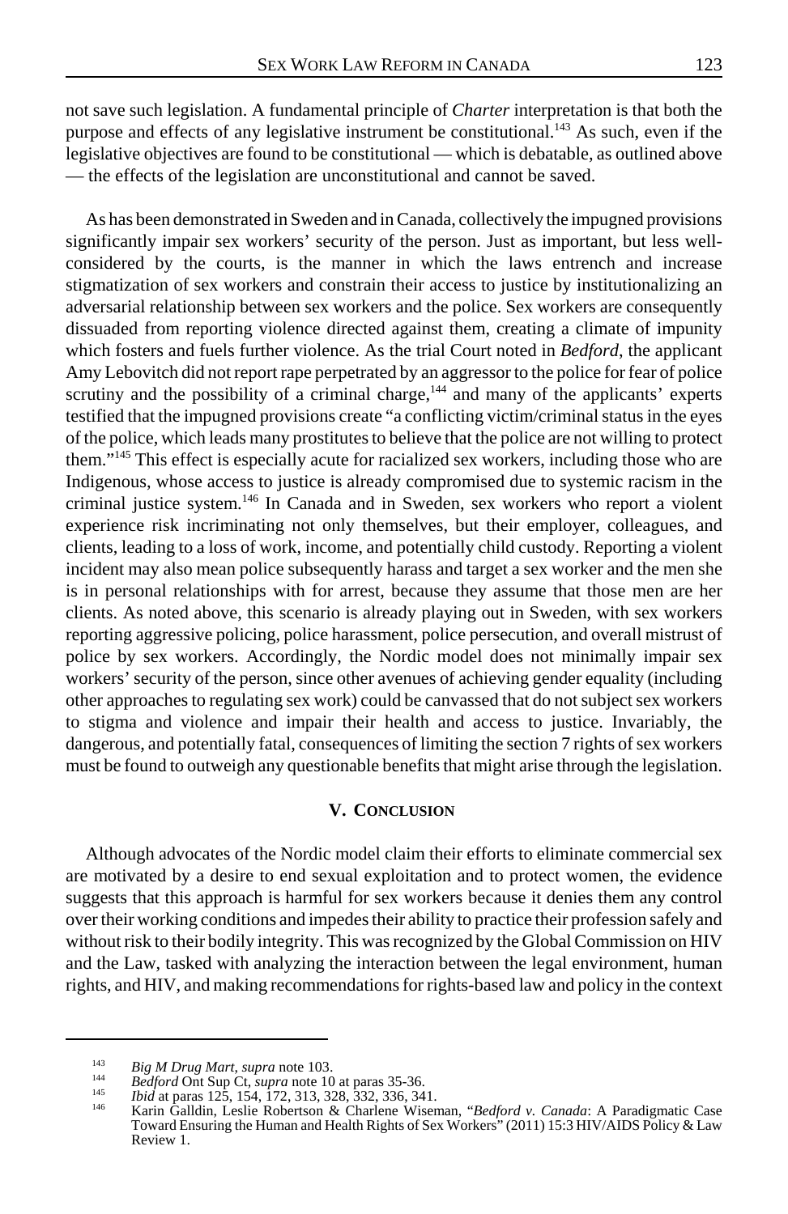not save such legislation. A fundamental principle of *Charter* interpretation is that both the purpose and effects of any legislative instrument be constitutional.[143] As such, even if the legislative objectives are found to be constitutional — which is debatable, as outlined above — the effects of the legislation are unconstitutional and cannot be saved.

As has been demonstrated in Sweden and in Canada, collectively the impugned provisions significantly impair sex workers' security of the person. Just as important, but less well-considered by the courts, is the manner in which the laws entrench and increase stigmatization of sex workers and constrain their access to justice by institutionalizing an adversarial relationship between sex workers and the police. Sex workers are consequently dissuaded from reporting violence directed against them, creating a climate of impunity which fosters and fuels further violence. As the trial Court noted in *Bedford*, the applicant Amy Lebovitch did not report rape perpetrated by an aggressor to the police for fear of police scrutiny and the possibility of a criminal charge,[144] and many of the applicants' experts testified that the impugned provisions create "a conflicting victim/criminal status in the eyes of the police, which leads many prostitutes to believe that the police are not willing to protect them."[145] This effect is especially acute for racialized sex workers, including those who are Indigenous, whose access to justice is already compromised due to systemic racism in the criminal justice system.[146] In Canada and in Sweden, sex workers who report a violent experience risk incriminating not only themselves, but their employer, colleagues, and clients, leading to a loss of work, income, and potentially child custody. Reporting a violent incident may also mean police subsequently harass and target a sex worker and the men she is in personal relationships with for arrest, because they assume that those men are her clients. As noted above, this scenario is already playing out in Sweden, with sex workers reporting aggressive policing, police harassment, police persecution, and overall mistrust of police by sex workers. Accordingly, the Nordic model does not minimally impair sex workers' security of the person, since other avenues of achieving gender equality (including other approaches to regulating sex work) could be canvassed that do not subject sex workers to stigma and violence and impair their health and access to justice. Invariably, the dangerous, and potentially fatal, consequences of limiting the section 7 rights of sex workers must be found to outweigh any questionable benefits that might arise through the legislation.

## V. Conclusion

Although advocates of the Nordic model claim their efforts to eliminate commercial sex are motivated by a desire to end sexual exploitation and to protect women, the evidence suggests that this approach is harmful for sex workers because it denies them any control over their working conditions and impedes their ability to practice their profession safely and without risk to their bodily integrity. This was recognized by the Global Commission on HIV and the Law, tasked with analyzing the interaction between the legal environment, human rights, and HIV, and making recommendations for rights-based law and policy in the context

---

[143] *Big M Drug Mart*, *supra* note 103.

[144] *Bedford* Ont Sup Ct, *supra* note 10 at paras 35-36.

[145] *Ibid* at paras 125, 154, 172, 313, 328, 332, 336, 341.

[146] Karin Galldin, Leslie Robertson & Charlene Wiseman, "*Bedford v. Canada*: A Paradigmatic Case Toward Ensuring the Human and Health Rights of Sex Workers" (2011) 15:3 HIV/AIDS Policy & Law Review 1.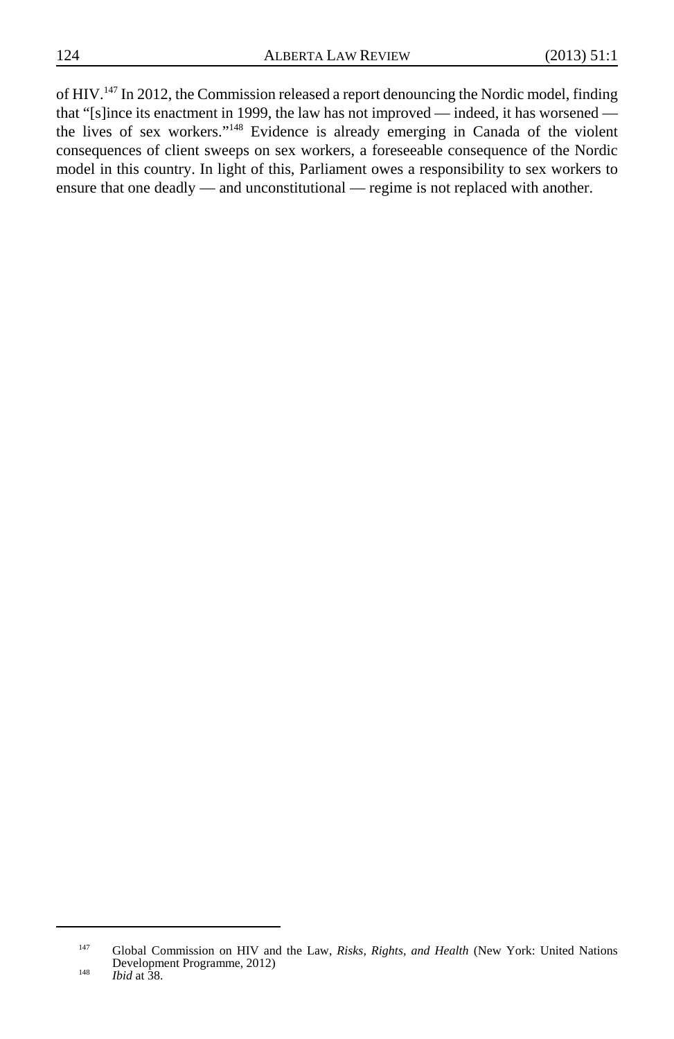of HIV.[147] In 2012, the Commission released a report denouncing the Nordic model, finding that "[s]ince its enactment in 1999, the law has not improved — indeed, it has worsened — the lives of sex workers."[148] Evidence is already emerging in Canada of the violent consequences of client sweeps on sex workers, a foreseeable consequence of the Nordic model in this country. In light of this, Parliament owes a responsibility to sex workers to ensure that one deadly — and unconstitutional — regime is not replaced with another.

---

[147] Global Commission on HIV and the Law, *Risks, Rights, and Health* (New York: United Nations Development Programme, 2012)

[148] *Ibid* at 38.